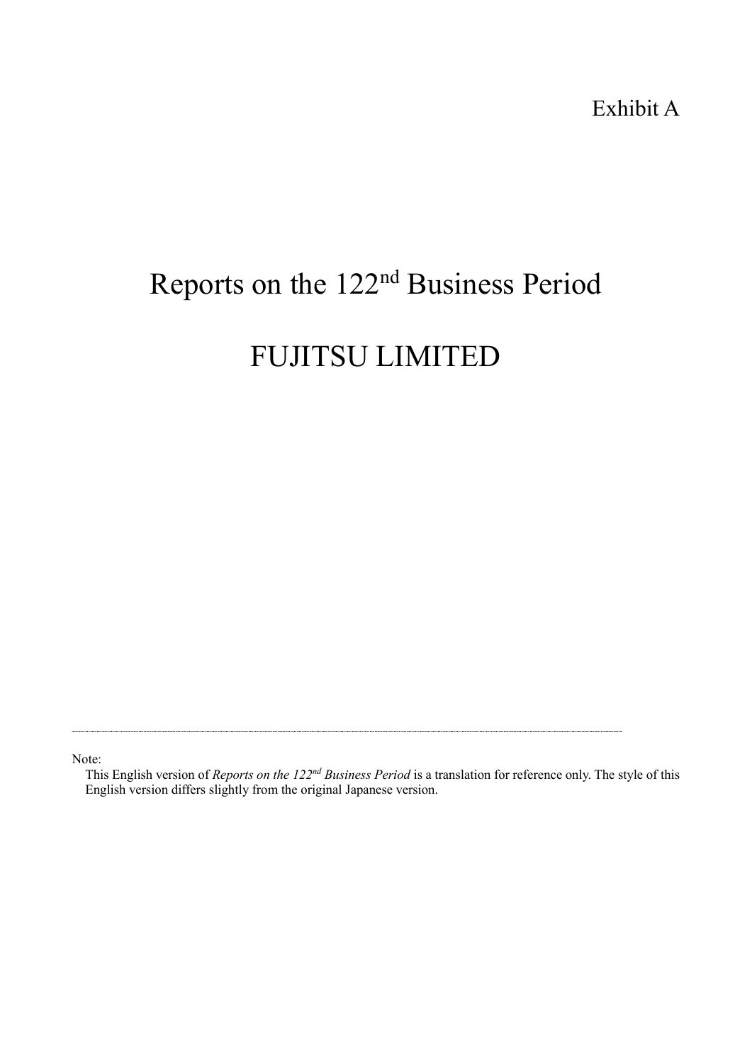Exhibit A

# Reports on the 122nd Business Period

# FUJITSU LIMITED

---

Note:

This English version of *Reports on the 122nd Business Period* is a translation for reference only. The style of this English version differs slightly from the original Japanese version.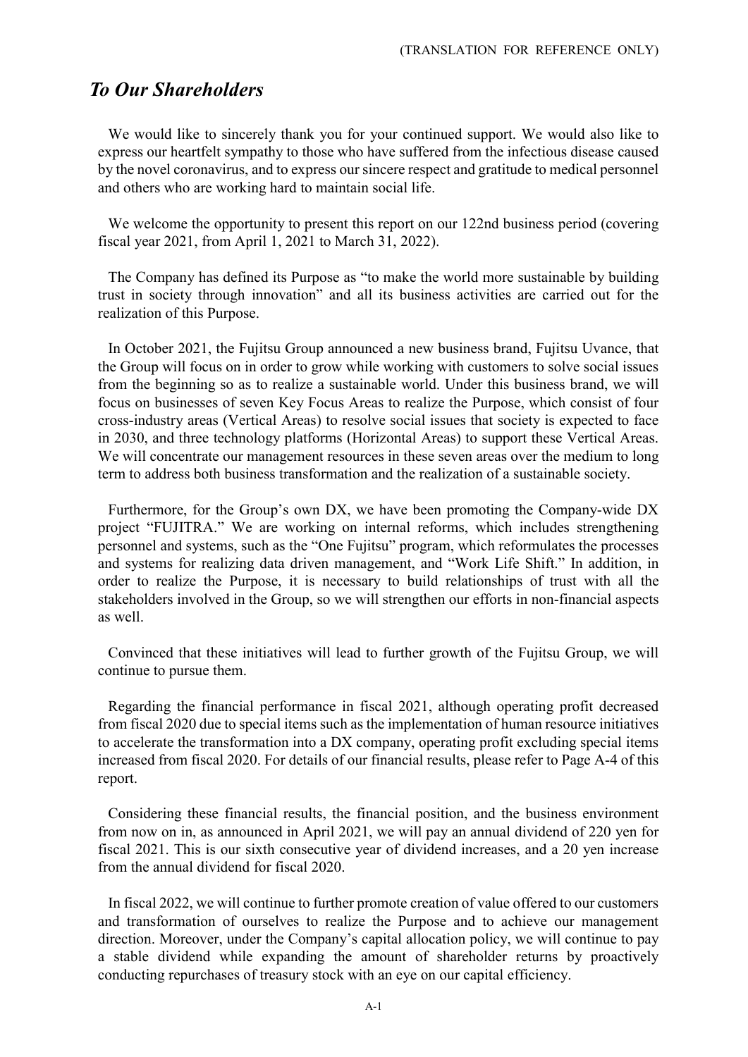(TRANSLATION FOR REFERENCE ONLY)

# *To Our Shareholders*

We would like to sincerely thank you for your continued support. We would also like to express our heartfelt sympathy to those who have suffered from the infectious disease caused by the novel coronavirus, and to express our sincere respect and gratitude to medical personnel and others who are working hard to maintain social life.

We welcome the opportunity to present this report on our 122nd business period (covering fiscal year 2021, from April 1, 2021 to March 31, 2022).

The Company has defined its Purpose as "to make the world more sustainable by building trust in society through innovation" and all its business activities are carried out for the realization of this Purpose.

In October 2021, the Fujitsu Group announced a new business brand, Fujitsu Uvance, that the Group will focus on in order to grow while working with customers to solve social issues from the beginning so as to realize a sustainable world. Under this business brand, we will focus on businesses of seven Key Focus Areas to realize the Purpose, which consist of four cross-industry areas (Vertical Areas) to resolve social issues that society is expected to face in 2030, and three technology platforms (Horizontal Areas) to support these Vertical Areas. We will concentrate our management resources in these seven areas over the medium to long term to address both business transformation and the realization of a sustainable society.

Furthermore, for the Group's own DX, we have been promoting the Company-wide DX project "FUJITRA." We are working on internal reforms, which includes strengthening personnel and systems, such as the "One Fujitsu" program, which reformulates the processes and systems for realizing data driven management, and "Work Life Shift." In addition, in order to realize the Purpose, it is necessary to build relationships of trust with all the stakeholders involved in the Group, so we will strengthen our efforts in non-financial aspects as well.

Convinced that these initiatives will lead to further growth of the Fujitsu Group, we will continue to pursue them.

Regarding the financial performance in fiscal 2021, although operating profit decreased from fiscal 2020 due to special items such as the implementation of human resource initiatives to accelerate the transformation into a DX company, operating profit excluding special items increased from fiscal 2020. For details of our financial results, please refer to Page A-4 of this report.

Considering these financial results, the financial position, and the business environment from now on in, as announced in April 2021, we will pay an annual dividend of 220 yen for fiscal 2021. This is our sixth consecutive year of dividend increases, and a 20 yen increase from the annual dividend for fiscal 2020.

In fiscal 2022, we will continue to further promote creation of value offered to our customers and transformation of ourselves to realize the Purpose and to achieve our management direction. Moreover, under the Company's capital allocation policy, we will continue to pay a stable dividend while expanding the amount of shareholder returns by proactively conducting repurchases of treasury stock with an eye on our capital efficiency.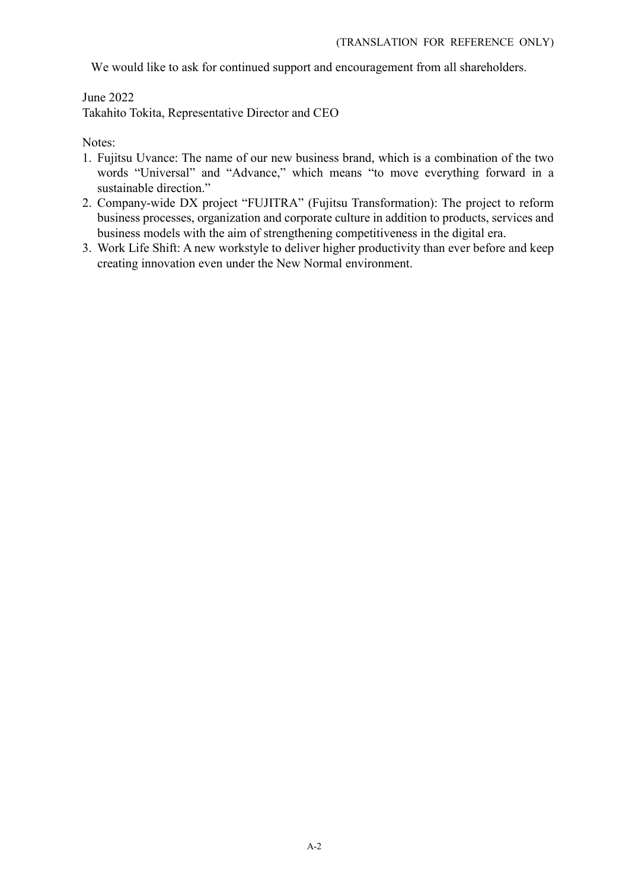We would like to ask for continued support and encouragement from all shareholders.

June 2022
Takahito Tokita, Representative Director and CEO

Notes:

1. Fujitsu Uvance: The name of our new business brand, which is a combination of the two words "Universal" and "Advance," which means "to move everything forward in a sustainable direction."
2. Company-wide DX project "FUJITRA" (Fujitsu Transformation): The project to reform business processes, organization and corporate culture in addition to products, services and business models with the aim of strengthening competitiveness in the digital era.
3. Work Life Shift: A new workstyle to deliver higher productivity than ever before and keep creating innovation even under the New Normal environment.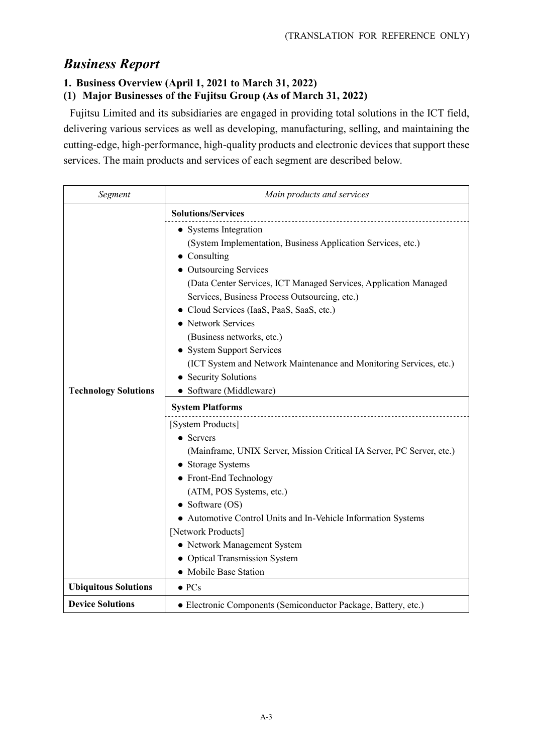(TRANSLATION FOR REFERENCE ONLY)

# *Business Report*

### 1. Business Overview (April 1, 2021 to March 31, 2022)

### (1) Major Businesses of the Fujitsu Group (As of March 31, 2022)

Fujitsu Limited and its subsidiaries are engaged in providing total solutions in the ICT field, delivering various services as well as developing, manufacturing, selling, and maintaining the cutting-edge, high-performance, high-quality products and electronic devices that support these services. The main products and services of each segment are described below.

| *Segment* | *Main products and services* |
|---|---|
| **Technology Solutions** | **Solutions/Services**<br>• Systems Integration<br>(System Implementation, Business Application Services, etc.)<br>• Consulting<br>• Outsourcing Services<br>(Data Center Services, ICT Managed Services, Application Managed Services, Business Process Outsourcing, etc.)<br>• Cloud Services (IaaS, PaaS, SaaS, etc.)<br>• Network Services<br>(Business networks, etc.)<br>• System Support Services<br>(ICT System and Network Maintenance and Monitoring Services, etc.)<br>• Security Solutions<br>• Software (Middleware) |
| | **System Platforms**<br>[System Products]<br>• Servers<br>(Mainframe, UNIX Server, Mission Critical IA Server, PC Server, etc.)<br>• Storage Systems<br>• Front-End Technology<br>(ATM, POS Systems, etc.)<br>• Software (OS)<br>• Automotive Control Units and In-Vehicle Information Systems<br>[Network Products]<br>• Network Management System<br>• Optical Transmission System<br>• Mobile Base Station |
| **Ubiquitous Solutions** | • PCs |
| **Device Solutions** | • Electronic Components (Semiconductor Package, Battery, etc.) |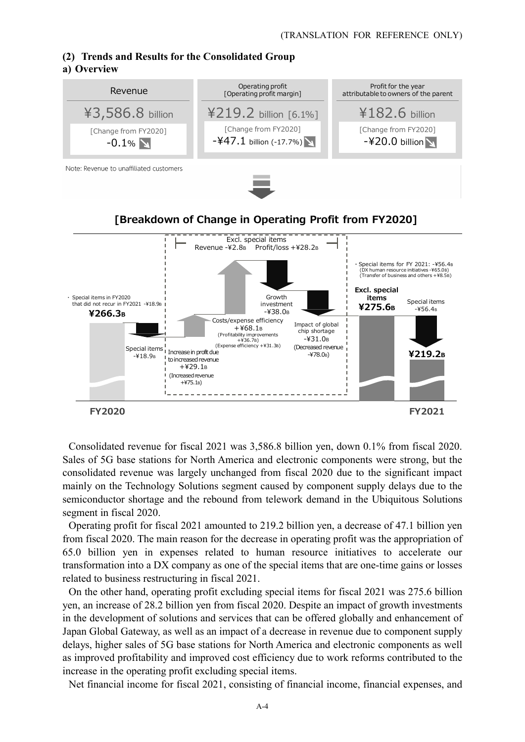### (2) Trends and Results for the Consolidated Group

#### a) Overview

| Revenue | Operating profit [Operating profit margin] | Profit for the year attributable to owners of the parent |
|---|---|---|
| ¥3,586.8 billion | ¥219.2 billion [6.1%] | ¥182.6 billion |
| [Change from FY2020] -0.1% | [Change from FY2020] -¥47.1 billion (-17.7%) | [Change from FY2020] -¥20.0 billion |

Note: Revenue to unaffiliated customers

**[Breakdown of Change in Operating Profit from FY2020]**

FY2020: ¥266.3B
- Special items in FY2020 that did not recur in FY2021 -¥18.9B
- Special items -¥18.9B

Excl. special items: Revenue -¥2.8B Profit/loss +¥28.2B
- Increase in profit due to increased revenue +¥29.1B (Increased revenue +¥75.1B)
- Costs/expense efficiency +¥68.1B (Profitability improvements +¥36.7B) (Expense efficiency +¥31.3B)
- Growth investment -¥38.0B
- Impact of global chip shortage -¥31.0B (Decreased revenue -¥78.0B)

FY2021: Excl. special items ¥275.6B
- Special items for FY 2021: -¥56.4B (DX human resource initiatives -¥65.0B) (Transfer of business and others +¥8.5B)
- Special items -¥56.4B
- ¥219.2B

Consolidated revenue for fiscal 2021 was 3,586.8 billion yen, down 0.1% from fiscal 2020. Sales of 5G base stations for North America and electronic components were strong, but the consolidated revenue was largely unchanged from fiscal 2020 due to the significant impact mainly on the Technology Solutions segment caused by component supply delays due to the semiconductor shortage and the rebound from telework demand in the Ubiquitous Solutions segment in fiscal 2020.

Operating profit for fiscal 2021 amounted to 219.2 billion yen, a decrease of 47.1 billion yen from fiscal 2020. The main reason for the decrease in operating profit was the appropriation of 65.0 billion yen in expenses related to human resource initiatives to accelerate our transformation into a DX company as one of the special items that are one-time gains or losses related to business restructuring in fiscal 2021.

On the other hand, operating profit excluding special items for fiscal 2021 was 275.6 billion yen, an increase of 28.2 billion yen from fiscal 2020. Despite an impact of growth investments in the development of solutions and services that can be offered globally and enhancement of Japan Global Gateway, as well as an impact of a decrease in revenue due to component supply delays, higher sales of 5G base stations for North America and electronic components as well as improved profitability and improved cost efficiency due to work reforms contributed to the increase in the operating profit excluding special items.

Net financial income for fiscal 2021, consisting of financial income, financial expenses, and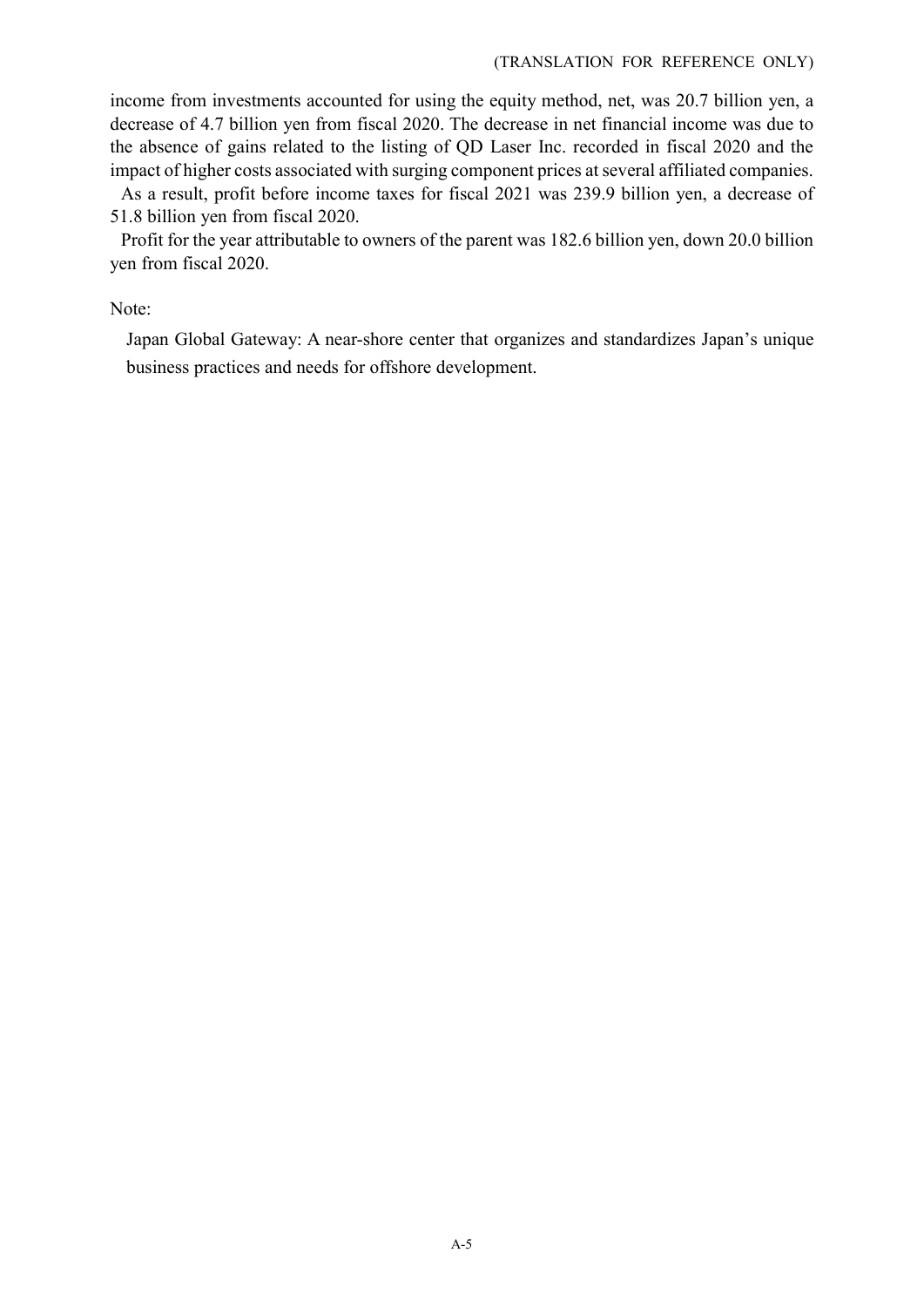income from investments accounted for using the equity method, net, was 20.7 billion yen, a decrease of 4.7 billion yen from fiscal 2020. The decrease in net financial income was due to the absence of gains related to the listing of QD Laser Inc. recorded in fiscal 2020 and the impact of higher costs associated with surging component prices at several affiliated companies.

As a result, profit before income taxes for fiscal 2021 was 239.9 billion yen, a decrease of 51.8 billion yen from fiscal 2020.

Profit for the year attributable to owners of the parent was 182.6 billion yen, down 20.0 billion yen from fiscal 2020.

Note:

Japan Global Gateway: A near-shore center that organizes and standardizes Japan's unique business practices and needs for offshore development.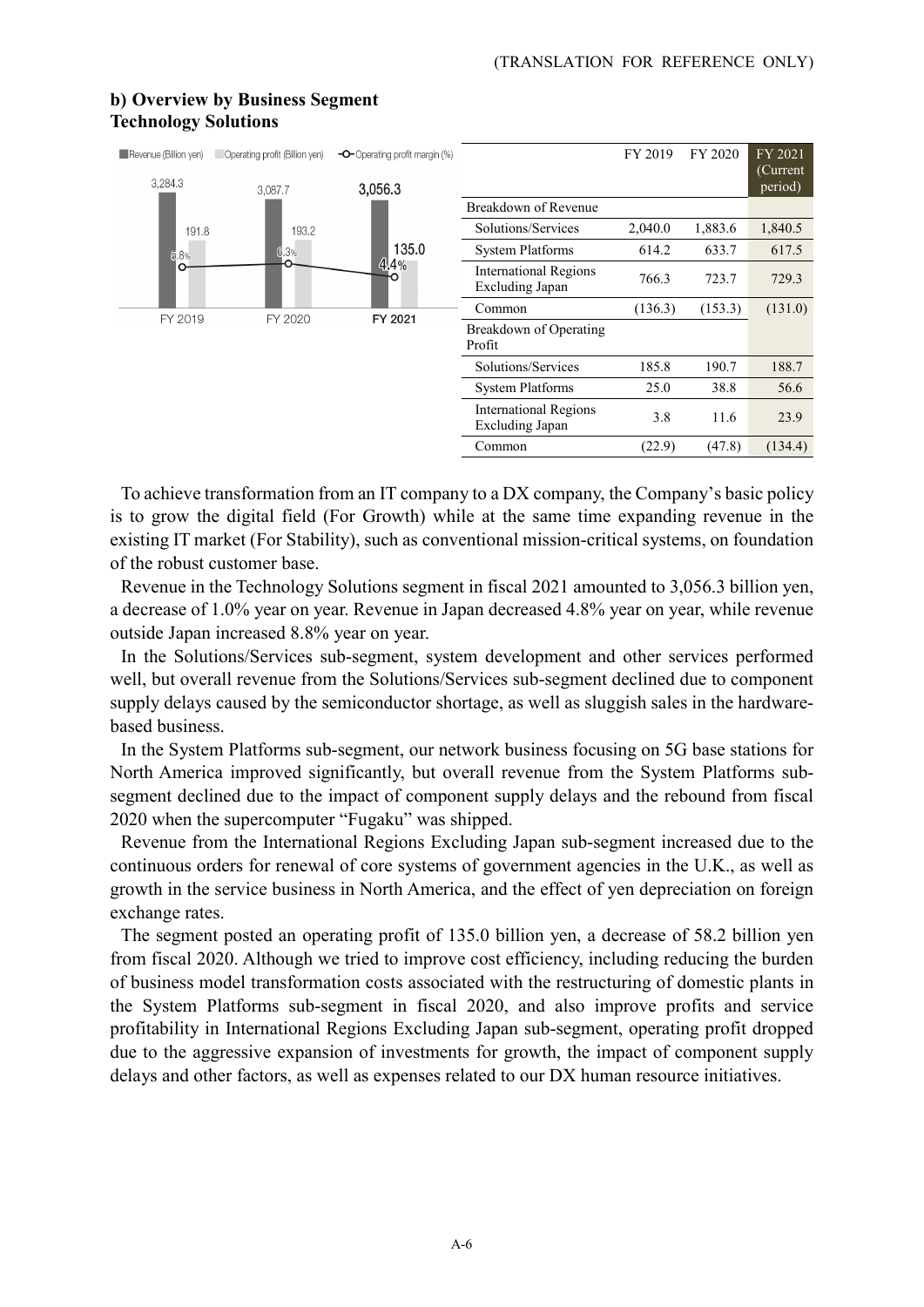## b) Overview by Business Segment

### Technology Solutions

| | FY 2019 | FY 2020 | FY 2021 (Current period) |
|---|---|---|---|
| Revenue (Billion yen) | 3,284.3 | 3,087.7 | 3,056.3 |
| Operating profit (Billion yen) | 191.8 | 193.2 | 135.0 |
| Operating profit margin (%) | 5.8% | 6.3% | 4.4% |

| | FY 2019 | FY 2020 | FY 2021 (Current period) |
|---|---|---|---|
| Breakdown of Revenue | | | |
| Solutions/Services | 2,040.0 | 1,883.6 | 1,840.5 |
| System Platforms | 614.2 | 633.7 | 617.5 |
| International Regions Excluding Japan | 766.3 | 723.7 | 729.3 |
| Common | (136.3) | (153.3) | (131.0) |
| Breakdown of Operating Profit | | | |
| Solutions/Services | 185.8 | 190.7 | 188.7 |
| System Platforms | 25.0 | 38.8 | 56.6 |
| International Regions Excluding Japan | 3.8 | 11.6 | 23.9 |
| Common | (22.9) | (47.8) | (134.4) |

To achieve transformation from an IT company to a DX company, the Company's basic policy is to grow the digital field (For Growth) while at the same time expanding revenue in the existing IT market (For Stability), such as conventional mission-critical systems, on foundation of the robust customer base.

Revenue in the Technology Solutions segment in fiscal 2021 amounted to 3,056.3 billion yen, a decrease of 1.0% year on year. Revenue in Japan decreased 4.8% year on year, while revenue outside Japan increased 8.8% year on year.

In the Solutions/Services sub-segment, system development and other services performed well, but overall revenue from the Solutions/Services sub-segment declined due to component supply delays caused by the semiconductor shortage, as well as sluggish sales in the hardware-based business.

In the System Platforms sub-segment, our network business focusing on 5G base stations for North America improved significantly, but overall revenue from the System Platforms sub-segment declined due to the impact of component supply delays and the rebound from fiscal 2020 when the supercomputer "Fugaku" was shipped.

Revenue from the International Regions Excluding Japan sub-segment increased due to the continuous orders for renewal of core systems of government agencies in the U.K., as well as growth in the service business in North America, and the effect of yen depreciation on foreign exchange rates.

The segment posted an operating profit of 135.0 billion yen, a decrease of 58.2 billion yen from fiscal 2020. Although we tried to improve cost efficiency, including reducing the burden of business model transformation costs associated with the restructuring of domestic plants in the System Platforms sub-segment in fiscal 2020, and also improve profits and service profitability in International Regions Excluding Japan sub-segment, operating profit dropped due to the aggressive expansion of investments for growth, the impact of component supply delays and other factors, as well as expenses related to our DX human resource initiatives.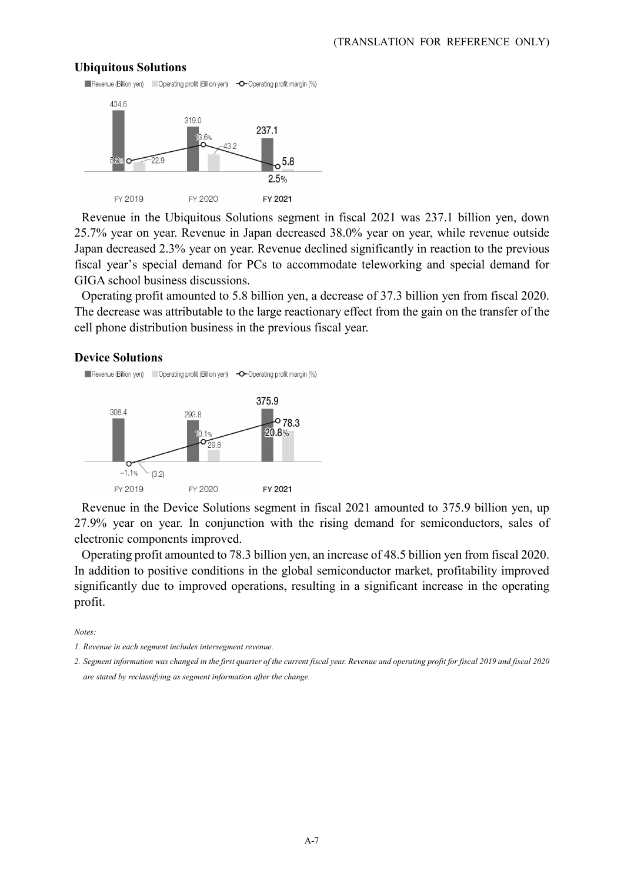### Ubiquitous Solutions

| | FY 2019 | FY 2020 | FY 2021 |
|---|---|---|---|
| Revenue (Billion yen) | 434.6 | 319.0 | 237.1 |
| Operating profit (Billion yen) | 22.9 | 43.2 | 5.8 |
| Operating profit margin (%) | 5.3% | 13.6% | 2.5% |

Revenue in the Ubiquitous Solutions segment in fiscal 2021 was 237.1 billion yen, down 25.7% year on year. Revenue in Japan decreased 38.0% year on year, while revenue outside Japan decreased 2.3% year on year. Revenue declined significantly in reaction to the previous fiscal year's special demand for PCs to accommodate teleworking and special demand for GIGA school business discussions.

Operating profit amounted to 5.8 billion yen, a decrease of 37.3 billion yen from fiscal 2020. The decrease was attributable to the large reactionary effect from the gain on the transfer of the cell phone distribution business in the previous fiscal year.

### Device Solutions

| | FY 2019 | FY 2020 | FY 2021 |
|---|---|---|---|
| Revenue (Billion yen) | 308.4 | 293.8 | 375.9 |
| Operating profit (Billion yen) | (3.2) | 29.8 | 78.3 |
| Operating profit margin (%) | −1.1% | 10.1% | 20.8% |

Revenue in the Device Solutions segment in fiscal 2021 amounted to 375.9 billion yen, up 27.9% year on year. In conjunction with the rising demand for semiconductors, sales of electronic components improved.

Operating profit amounted to 78.3 billion yen, an increase of 48.5 billion yen from fiscal 2020. In addition to positive conditions in the global semiconductor market, profitability improved significantly due to improved operations, resulting in a significant increase in the operating profit.

*Notes:*

*1. Revenue in each segment includes intersegment revenue.*

*2. Segment information was changed in the first quarter of the current fiscal year. Revenue and operating profit for fiscal 2019 and fiscal 2020 are stated by reclassifying as segment information after the change.*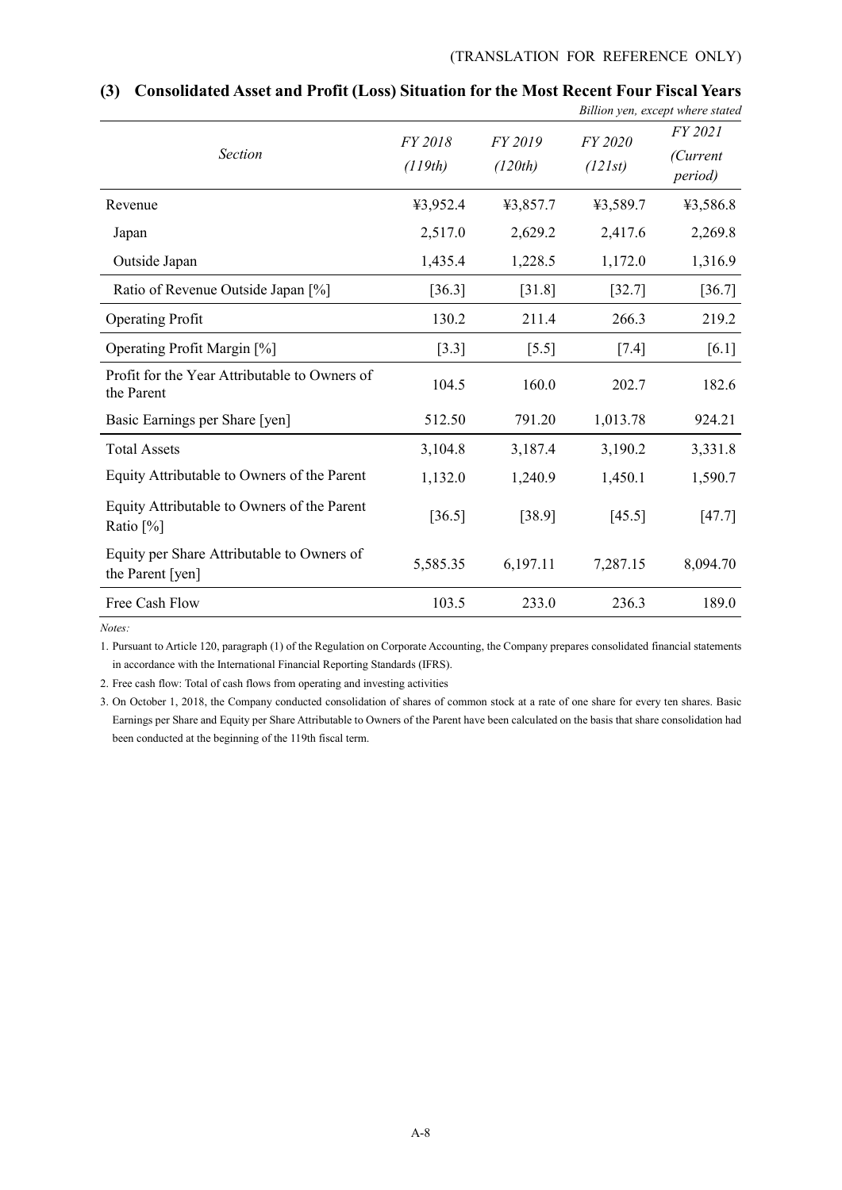(TRANSLATION FOR REFERENCE ONLY)

### (3) Consolidated Asset and Profit (Loss) Situation for the Most Recent Four Fiscal Years

*Billion yen, except where stated*

| *Section* | *FY 2018 (119th)* | *FY 2019 (120th)* | *FY 2020 (121st)* | *FY 2021 (Current period)* |
|---|---|---|---|---|
| Revenue | ¥3,952.4 | ¥3,857.7 | ¥3,589.7 | ¥3,586.8 |
| Japan | 2,517.0 | 2,629.2 | 2,417.6 | 2,269.8 |
| Outside Japan | 1,435.4 | 1,228.5 | 1,172.0 | 1,316.9 |
| Ratio of Revenue Outside Japan [%] | [36.3] | [31.8] | [32.7] | [36.7] |
| Operating Profit | 130.2 | 211.4 | 266.3 | 219.2 |
| Operating Profit Margin [%] | [3.3] | [5.5] | [7.4] | [6.1] |
| Profit for the Year Attributable to Owners of the Parent | 104.5 | 160.0 | 202.7 | 182.6 |
| Basic Earnings per Share [yen] | 512.50 | 791.20 | 1,013.78 | 924.21 |
| Total Assets | 3,104.8 | 3,187.4 | 3,190.2 | 3,331.8 |
| Equity Attributable to Owners of the Parent | 1,132.0 | 1,240.9 | 1,450.1 | 1,590.7 |
| Equity Attributable to Owners of the Parent Ratio [%] | [36.5] | [38.9] | [45.5] | [47.7] |
| Equity per Share Attributable to Owners of the Parent [yen] | 5,585.35 | 6,197.11 | 7,287.15 | 8,094.70 |
| Free Cash Flow | 103.5 | 233.0 | 236.3 | 189.0 |

*Notes:*

1. Pursuant to Article 120, paragraph (1) of the Regulation on Corporate Accounting, the Company prepares consolidated financial statements in accordance with the International Financial Reporting Standards (IFRS).
2. Free cash flow: Total of cash flows from operating and investing activities
3. On October 1, 2018, the Company conducted consolidation of shares of common stock at a rate of one share for every ten shares. Basic Earnings per Share and Equity per Share Attributable to Owners of the Parent have been calculated on the basis that share consolidation had been conducted at the beginning of the 119th fiscal term.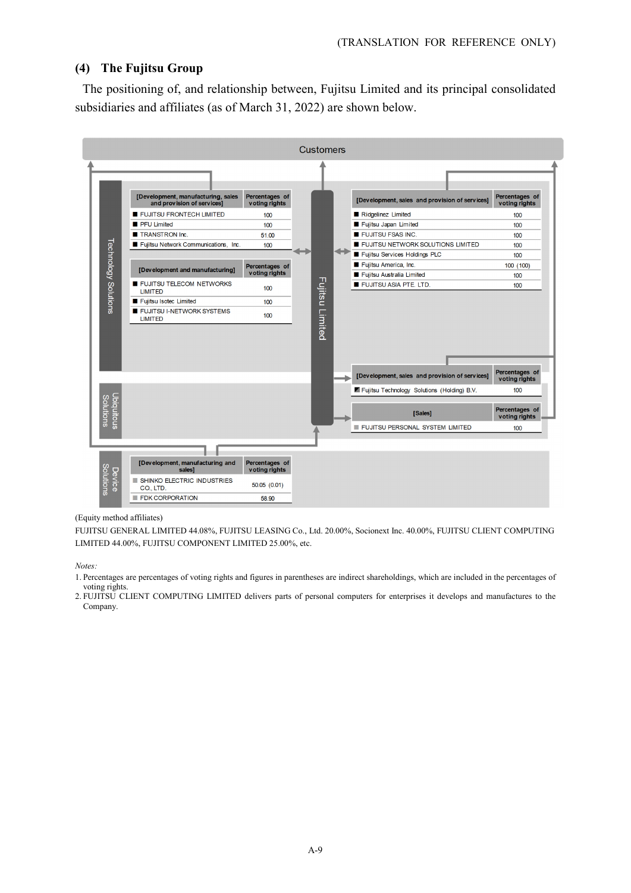### (4) The Fujitsu Group

The positioning of, and relationship between, Fujitsu Limited and its principal consolidated subsidiaries and affiliates (as of March 31, 2022) are shown below.

Customers

Fujitsu Limited

**Technology Solutions**

| [Development, manufacturing, sales and provision of services] | Percentages of voting rights |
|---|---|
| FUJITSU FRONTECH LIMITED | 100 |
| PFU Limited | 100 |
| TRANSTRON Inc. | 51.00 |
| Fujitsu Network Communications, Inc. | 100 |

| [Development and manufacturing] | Percentages of voting rights |
|---|---|
| FUJITSU TELECOM NETWORKS LIMITED | 100 |
| Fujitsu Isotec Limited | 100 |
| FUJITSU I-NETWORK SYSTEMS LIMITED | 100 |

| [Development, sales and provision of services] | Percentages of voting rights |
|---|---|
| Ridgelinez Limited | 100 |
| Fujitsu Japan Limited | 100 |
| FUJITSU FSAS INC. | 100 |
| FUJITSU NETWORK SOLUTIONS LIMITED | 100 |
| Fujitsu Services Holdings PLC | 100 |
| Fujitsu America, Inc. | 100 (100) |
| Fujitsu Australia Limited | 100 |
| FUJITSU ASIA PTE. LTD. | 100 |

| [Development, sales and provision of services] | Percentages of voting rights |
|---|---|
| Fujitsu Technology Solutions (Holding) B.V. | 100 |

**Ubiquitous Solutions**

| [Sales] | Percentages of voting rights |
|---|---|
| FUJITSU PERSONAL SYSTEM LIMITED | 100 |

**Device Solutions**

| [Development, manufacturing and sales] | Percentages of voting rights |
|---|---|
| SHINKO ELECTRIC INDUSTRIES CO., LTD. | 50.05 (0.01) |
| FDK CORPORATION | 58.90 |

(Equity method affiliates)

FUJITSU GENERAL LIMITED 44.08%, FUJITSU LEASING Co., Ltd. 20.00%, Socionext Inc. 40.00%, FUJITSU CLIENT COMPUTING LIMITED 44.00%, FUJITSU COMPONENT LIMITED 25.00%, etc.

*Notes:*

1. Percentages are percentages of voting rights and figures in parentheses are indirect shareholdings, which are included in the percentages of voting rights.
2. FUJITSU CLIENT COMPUTING LIMITED delivers parts of personal computers for enterprises it develops and manufactures to the Company.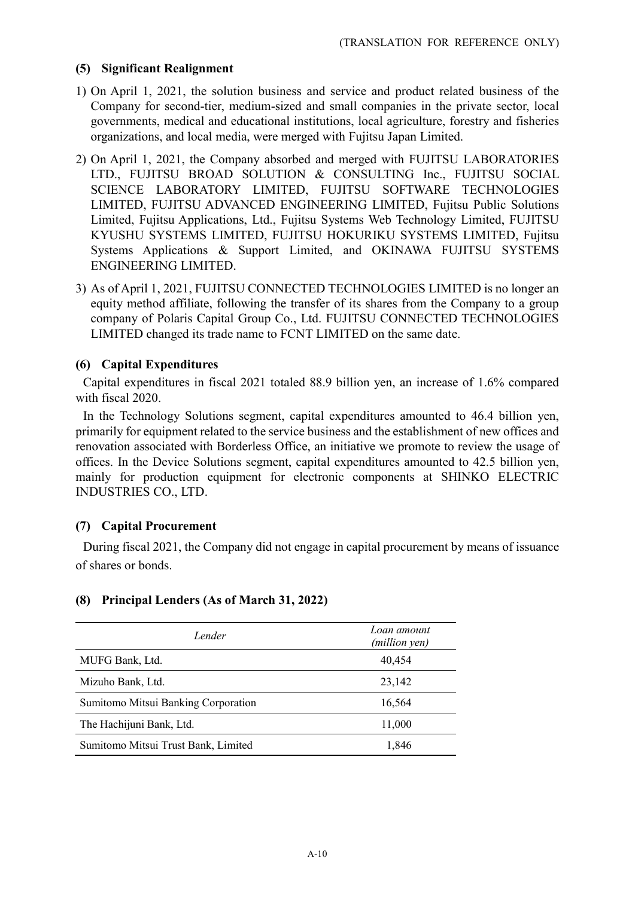(TRANSLATION FOR REFERENCE ONLY)

### (5) Significant Realignment

1) On April 1, 2021, the solution business and service and product related business of the Company for second-tier, medium-sized and small companies in the private sector, local governments, medical and educational institutions, local agriculture, forestry and fisheries organizations, and local media, were merged with Fujitsu Japan Limited.

2) On April 1, 2021, the Company absorbed and merged with FUJITSU LABORATORIES LTD., FUJITSU BROAD SOLUTION & CONSULTING Inc., FUJITSU SOCIAL SCIENCE LABORATORY LIMITED, FUJITSU SOFTWARE TECHNOLOGIES LIMITED, FUJITSU ADVANCED ENGINEERING LIMITED, Fujitsu Public Solutions Limited, Fujitsu Applications, Ltd., Fujitsu Systems Web Technology Limited, FUJITSU KYUSHU SYSTEMS LIMITED, FUJITSU HOKURIKU SYSTEMS LIMITED, Fujitsu Systems Applications & Support Limited, and OKINAWA FUJITSU SYSTEMS ENGINEERING LIMITED.

3) As of April 1, 2021, FUJITSU CONNECTED TECHNOLOGIES LIMITED is no longer an equity method affiliate, following the transfer of its shares from the Company to a group company of Polaris Capital Group Co., Ltd. FUJITSU CONNECTED TECHNOLOGIES LIMITED changed its trade name to FCNT LIMITED on the same date.

### (6) Capital Expenditures

Capital expenditures in fiscal 2021 totaled 88.9 billion yen, an increase of 1.6% compared with fiscal 2020.

In the Technology Solutions segment, capital expenditures amounted to 46.4 billion yen, primarily for equipment related to the service business and the establishment of new offices and renovation associated with Borderless Office, an initiative we promote to review the usage of offices. In the Device Solutions segment, capital expenditures amounted to 42.5 billion yen, mainly for production equipment for electronic components at SHINKO ELECTRIC INDUSTRIES CO., LTD.

### (7) Capital Procurement

During fiscal 2021, the Company did not engage in capital procurement by means of issuance of shares or bonds.

### (8) Principal Lenders (As of March 31, 2022)

| *Lender* | *Loan amount (million yen)* |
|---|---|
| MUFG Bank, Ltd. | 40,454 |
| Mizuho Bank, Ltd. | 23,142 |
| Sumitomo Mitsui Banking Corporation | 16,564 |
| The Hachijuni Bank, Ltd. | 11,000 |
| Sumitomo Mitsui Trust Bank, Limited | 1,846 |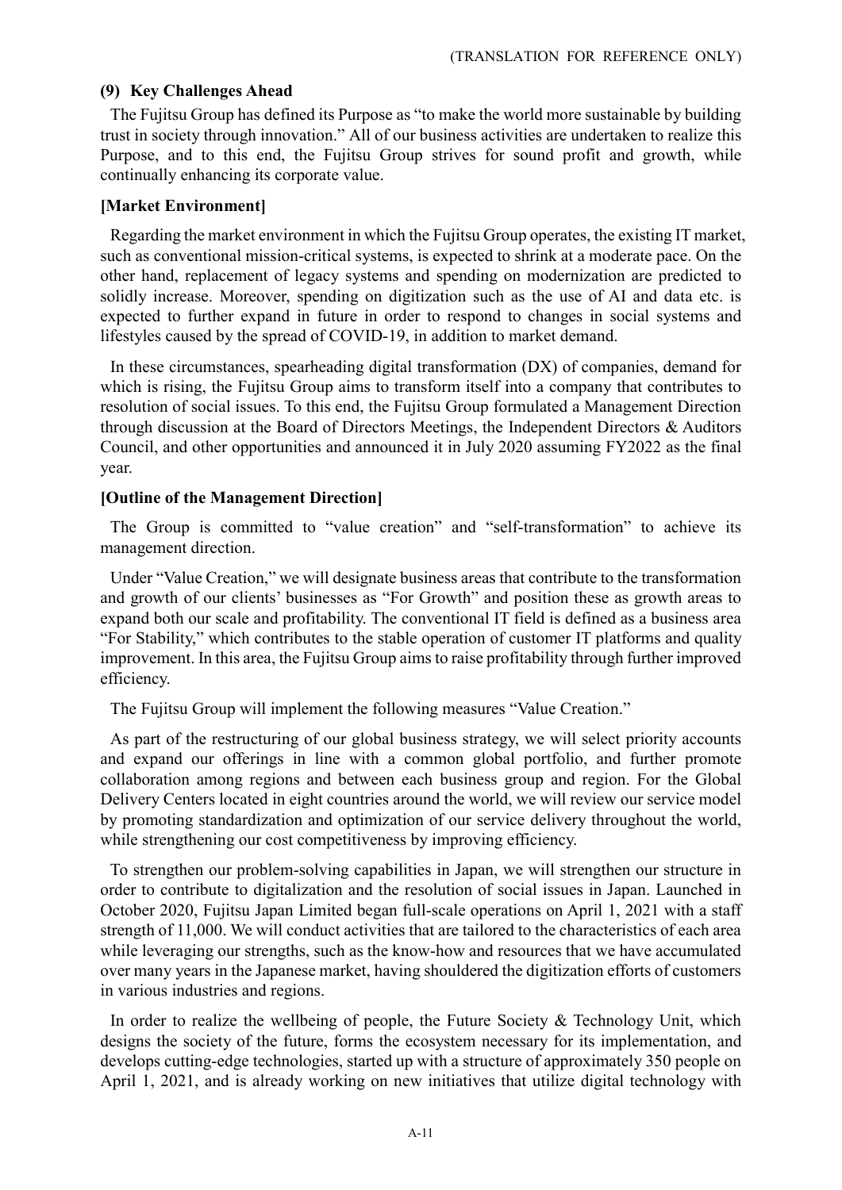### (9) Key Challenges Ahead

The Fujitsu Group has defined its Purpose as "to make the world more sustainable by building trust in society through innovation." All of our business activities are undertaken to realize this Purpose, and to this end, the Fujitsu Group strives for sound profit and growth, while continually enhancing its corporate value.

**[Market Environment]**

Regarding the market environment in which the Fujitsu Group operates, the existing IT market, such as conventional mission-critical systems, is expected to shrink at a moderate pace. On the other hand, replacement of legacy systems and spending on modernization are predicted to solidly increase. Moreover, spending on digitization such as the use of AI and data etc. is expected to further expand in future in order to respond to changes in social systems and lifestyles caused by the spread of COVID-19, in addition to market demand.

In these circumstances, spearheading digital transformation (DX) of companies, demand for which is rising, the Fujitsu Group aims to transform itself into a company that contributes to resolution of social issues. To this end, the Fujitsu Group formulated a Management Direction through discussion at the Board of Directors Meetings, the Independent Directors & Auditors Council, and other opportunities and announced it in July 2020 assuming FY2022 as the final year.

**[Outline of the Management Direction]**

The Group is committed to "value creation" and "self-transformation" to achieve its management direction.

Under "Value Creation," we will designate business areas that contribute to the transformation and growth of our clients' businesses as "For Growth" and position these as growth areas to expand both our scale and profitability. The conventional IT field is defined as a business area "For Stability," which contributes to the stable operation of customer IT platforms and quality improvement. In this area, the Fujitsu Group aims to raise profitability through further improved efficiency.

The Fujitsu Group will implement the following measures "Value Creation."

As part of the restructuring of our global business strategy, we will select priority accounts and expand our offerings in line with a common global portfolio, and further promote collaboration among regions and between each business group and region. For the Global Delivery Centers located in eight countries around the world, we will review our service model by promoting standardization and optimization of our service delivery throughout the world, while strengthening our cost competitiveness by improving efficiency.

To strengthen our problem-solving capabilities in Japan, we will strengthen our structure in order to contribute to digitalization and the resolution of social issues in Japan. Launched in October 2020, Fujitsu Japan Limited began full-scale operations on April 1, 2021 with a staff strength of 11,000. We will conduct activities that are tailored to the characteristics of each area while leveraging our strengths, such as the know-how and resources that we have accumulated over many years in the Japanese market, having shouldered the digitization efforts of customers in various industries and regions.

In order to realize the wellbeing of people, the Future Society & Technology Unit, which designs the society of the future, forms the ecosystem necessary for its implementation, and develops cutting-edge technologies, started up with a structure of approximately 350 people on April 1, 2021, and is already working on new initiatives that utilize digital technology with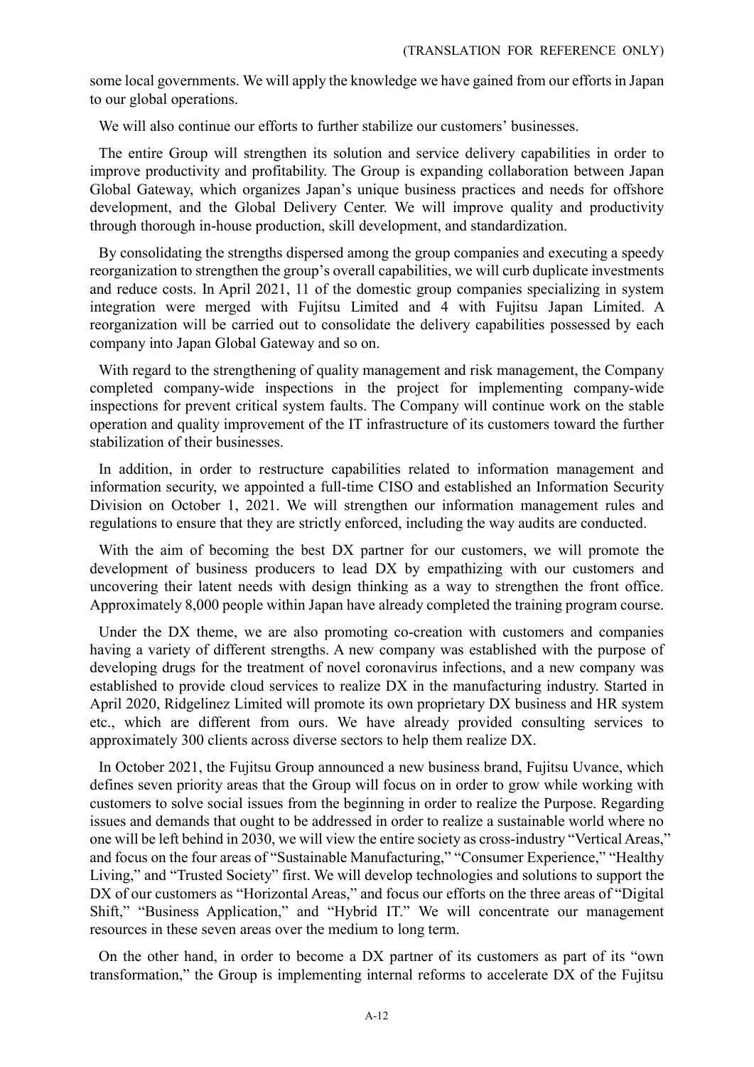some local governments. We will apply the knowledge we have gained from our efforts in Japan to our global operations.

We will also continue our efforts to further stabilize our customers' businesses.

The entire Group will strengthen its solution and service delivery capabilities in order to improve productivity and profitability. The Group is expanding collaboration between Japan Global Gateway, which organizes Japan's unique business practices and needs for offshore development, and the Global Delivery Center. We will improve quality and productivity through thorough in-house production, skill development, and standardization.

By consolidating the strengths dispersed among the group companies and executing a speedy reorganization to strengthen the group's overall capabilities, we will curb duplicate investments and reduce costs. In April 2021, 11 of the domestic group companies specializing in system integration were merged with Fujitsu Limited and 4 with Fujitsu Japan Limited. A reorganization will be carried out to consolidate the delivery capabilities possessed by each company into Japan Global Gateway and so on.

With regard to the strengthening of quality management and risk management, the Company completed company-wide inspections in the project for implementing company-wide inspections for prevent critical system faults. The Company will continue work on the stable operation and quality improvement of the IT infrastructure of its customers toward the further stabilization of their businesses.

In addition, in order to restructure capabilities related to information management and information security, we appointed a full-time CISO and established an Information Security Division on October 1, 2021. We will strengthen our information management rules and regulations to ensure that they are strictly enforced, including the way audits are conducted.

With the aim of becoming the best DX partner for our customers, we will promote the development of business producers to lead DX by empathizing with our customers and uncovering their latent needs with design thinking as a way to strengthen the front office. Approximately 8,000 people within Japan have already completed the training program course.

Under the DX theme, we are also promoting co-creation with customers and companies having a variety of different strengths. A new company was established with the purpose of developing drugs for the treatment of novel coronavirus infections, and a new company was established to provide cloud services to realize DX in the manufacturing industry. Started in April 2020, Ridgelinez Limited will promote its own proprietary DX business and HR system etc., which are different from ours. We have already provided consulting services to approximately 300 clients across diverse sectors to help them realize DX.

In October 2021, the Fujitsu Group announced a new business brand, Fujitsu Uvance, which defines seven priority areas that the Group will focus on in order to grow while working with customers to solve social issues from the beginning in order to realize the Purpose. Regarding issues and demands that ought to be addressed in order to realize a sustainable world where no one will be left behind in 2030, we will view the entire society as cross-industry "Vertical Areas," and focus on the four areas of "Sustainable Manufacturing," "Consumer Experience," "Healthy Living," and "Trusted Society" first. We will develop technologies and solutions to support the DX of our customers as "Horizontal Areas," and focus our efforts on the three areas of "Digital Shift," "Business Application," and "Hybrid IT." We will concentrate our management resources in these seven areas over the medium to long term.

On the other hand, in order to become a DX partner of its customers as part of its "own transformation," the Group is implementing internal reforms to accelerate DX of the Fujitsu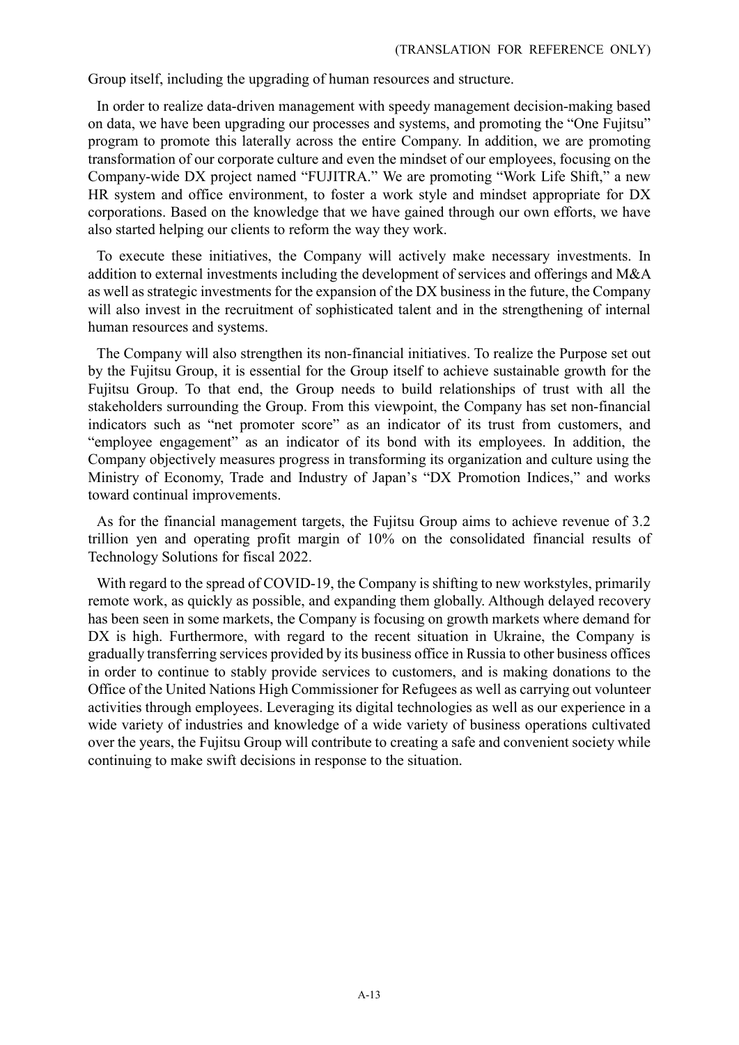Group itself, including the upgrading of human resources and structure.

In order to realize data-driven management with speedy management decision-making based on data, we have been upgrading our processes and systems, and promoting the "One Fujitsu" program to promote this laterally across the entire Company. In addition, we are promoting transformation of our corporate culture and even the mindset of our employees, focusing on the Company-wide DX project named "FUJITRA." We are promoting "Work Life Shift," a new HR system and office environment, to foster a work style and mindset appropriate for DX corporations. Based on the knowledge that we have gained through our own efforts, we have also started helping our clients to reform the way they work.

To execute these initiatives, the Company will actively make necessary investments. In addition to external investments including the development of services and offerings and M&A as well as strategic investments for the expansion of the DX business in the future, the Company will also invest in the recruitment of sophisticated talent and in the strengthening of internal human resources and systems.

The Company will also strengthen its non-financial initiatives. To realize the Purpose set out by the Fujitsu Group, it is essential for the Group itself to achieve sustainable growth for the Fujitsu Group. To that end, the Group needs to build relationships of trust with all the stakeholders surrounding the Group. From this viewpoint, the Company has set non-financial indicators such as "net promoter score" as an indicator of its trust from customers, and "employee engagement" as an indicator of its bond with its employees. In addition, the Company objectively measures progress in transforming its organization and culture using the Ministry of Economy, Trade and Industry of Japan's "DX Promotion Indices," and works toward continual improvements.

As for the financial management targets, the Fujitsu Group aims to achieve revenue of 3.2 trillion yen and operating profit margin of 10% on the consolidated financial results of Technology Solutions for fiscal 2022.

With regard to the spread of COVID-19, the Company is shifting to new workstyles, primarily remote work, as quickly as possible, and expanding them globally. Although delayed recovery has been seen in some markets, the Company is focusing on growth markets where demand for DX is high. Furthermore, with regard to the recent situation in Ukraine, the Company is gradually transferring services provided by its business office in Russia to other business offices in order to continue to stably provide services to customers, and is making donations to the Office of the United Nations High Commissioner for Refugees as well as carrying out volunteer activities through employees. Leveraging its digital technologies as well as our experience in a wide variety of industries and knowledge of a wide variety of business operations cultivated over the years, the Fujitsu Group will contribute to creating a safe and convenient society while continuing to make swift decisions in response to the situation.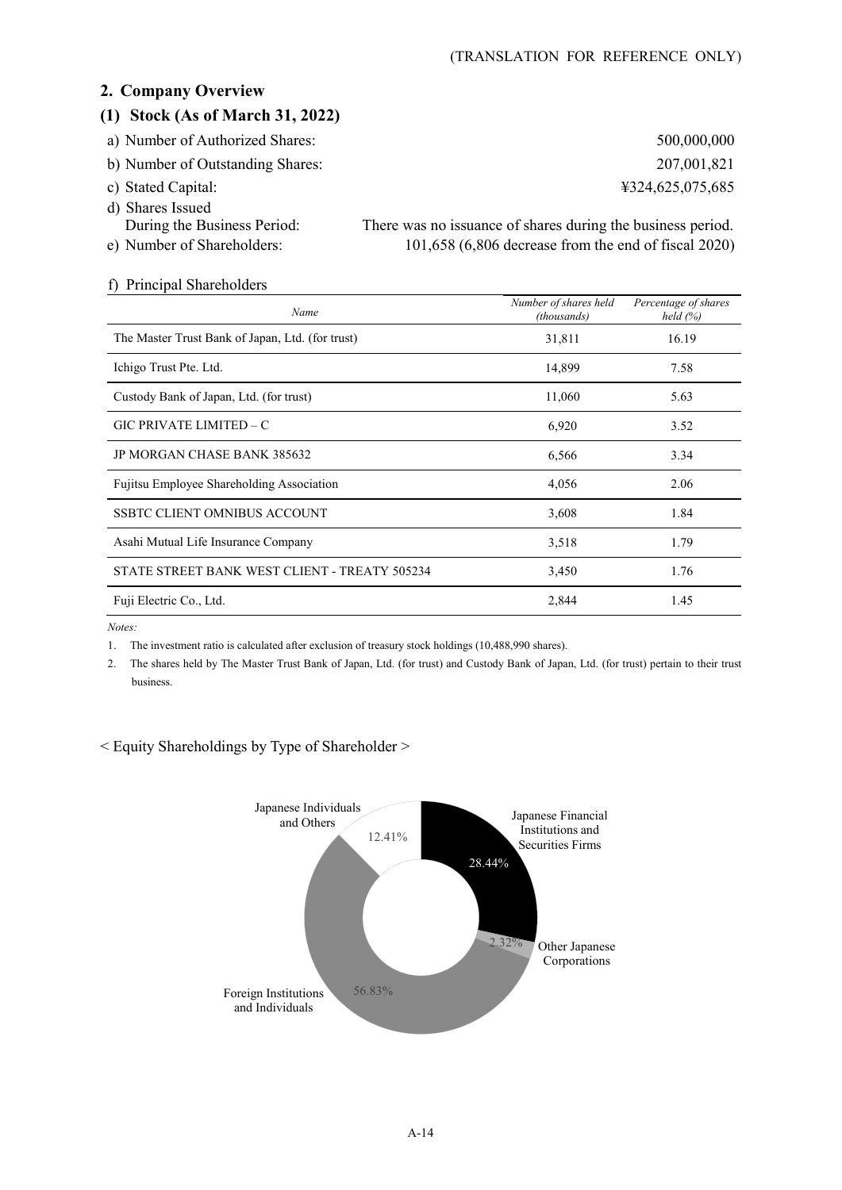## 2. Company Overview

### (1) Stock (As of March 31, 2022)

a) Number of Authorized Shares: 500,000,000

b) Number of Outstanding Shares: 207,001,821

c) Stated Capital: ¥324,625,075,685

d) Shares Issued During the Business Period: There was no issuance of shares during the business period.

e) Number of Shareholders: 101,658 (6,806 decrease from the end of fiscal 2020)

f) Principal Shareholders

| *Name* | *Number of shares held (thousands)* | *Percentage of shares held (%)* |
|---|---|---|
| The Master Trust Bank of Japan, Ltd. (for trust) | 31,811 | 16.19 |
| Ichigo Trust Pte. Ltd. | 14,899 | 7.58 |
| Custody Bank of Japan, Ltd. (for trust) | 11,060 | 5.63 |
| GIC PRIVATE LIMITED – C | 6,920 | 3.52 |
| JP MORGAN CHASE BANK 385632 | 6,566 | 3.34 |
| Fujitsu Employee Shareholding Association | 4,056 | 2.06 |
| SSBTC CLIENT OMNIBUS ACCOUNT | 3,608 | 1.84 |
| Asahi Mutual Life Insurance Company | 3,518 | 1.79 |
| STATE STREET BANK WEST CLIENT - TREATY 505234 | 3,450 | 1.76 |
| Fuji Electric Co., Ltd. | 2,844 | 1.45 |

*Notes:*

1. The investment ratio is calculated after exclusion of treasury stock holdings (10,488,990 shares).
2. The shares held by The Master Trust Bank of Japan, Ltd. (for trust) and Custody Bank of Japan, Ltd. (for trust) pertain to their trust business.

< Equity Shareholdings by Type of Shareholder >

| Type of Shareholder | % |
|---|---|
| Japanese Financial Institutions and Securities Firms | 28.44% |
| Other Japanese Corporations | 2.32% |
| Foreign Institutions and Individuals | 56.83% |
| Japanese Individuals and Others | 12.41% |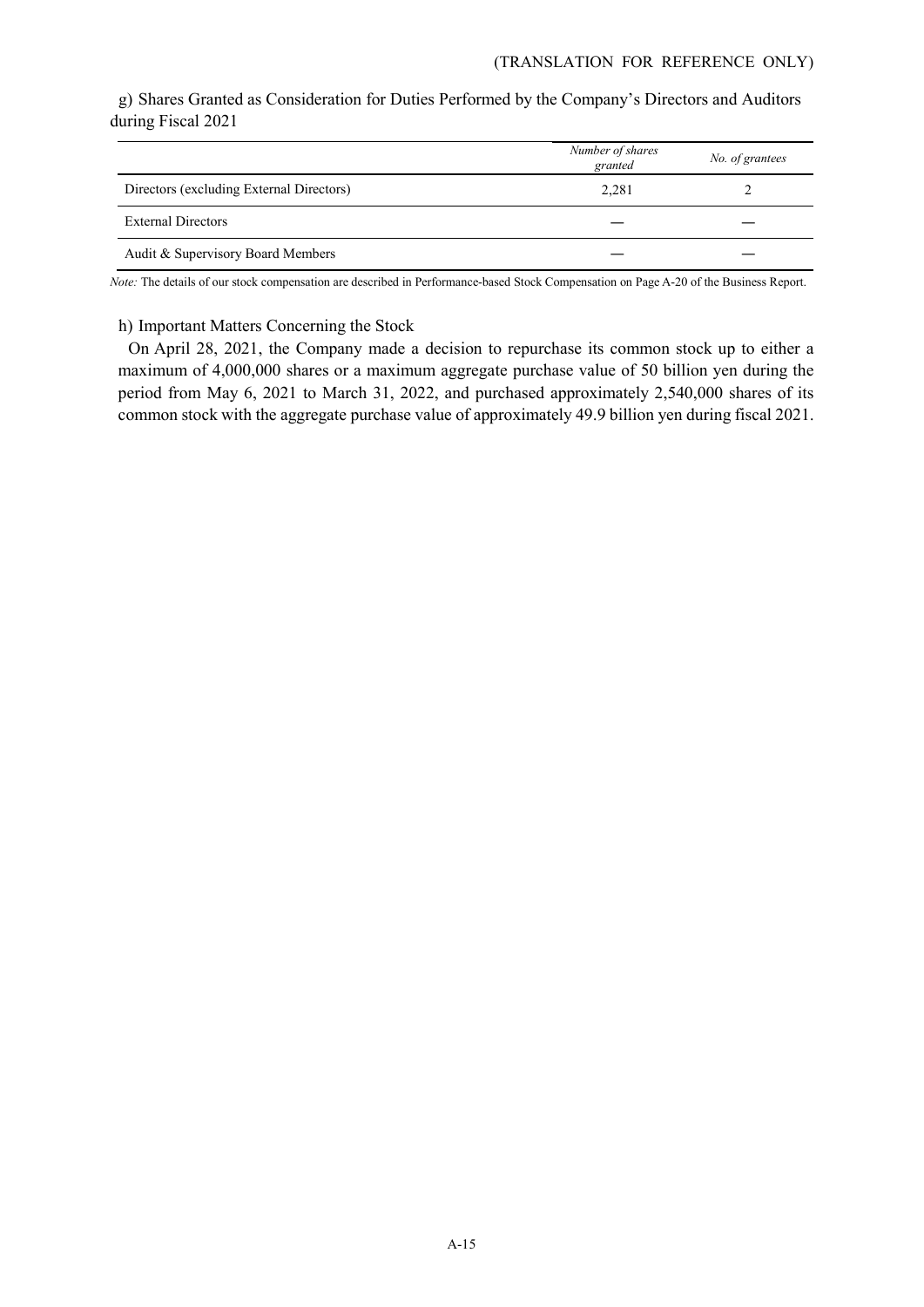g) Shares Granted as Consideration for Duties Performed by the Company's Directors and Auditors during Fiscal 2021

| | *Number of shares granted* | *No. of grantees* |
|---|---|---|
| Directors (excluding External Directors) | 2,281 | 2 |
| External Directors | — | — |
| Audit & Supervisory Board Members | — | — |

*Note:* The details of our stock compensation are described in Performance-based Stock Compensation on Page A-20 of the Business Report.

h) Important Matters Concerning the Stock

On April 28, 2021, the Company made a decision to repurchase its common stock up to either a maximum of 4,000,000 shares or a maximum aggregate purchase value of 50 billion yen during the period from May 6, 2021 to March 31, 2022, and purchased approximately 2,540,000 shares of its common stock with the aggregate purchase value of approximately 49.9 billion yen during fiscal 2021.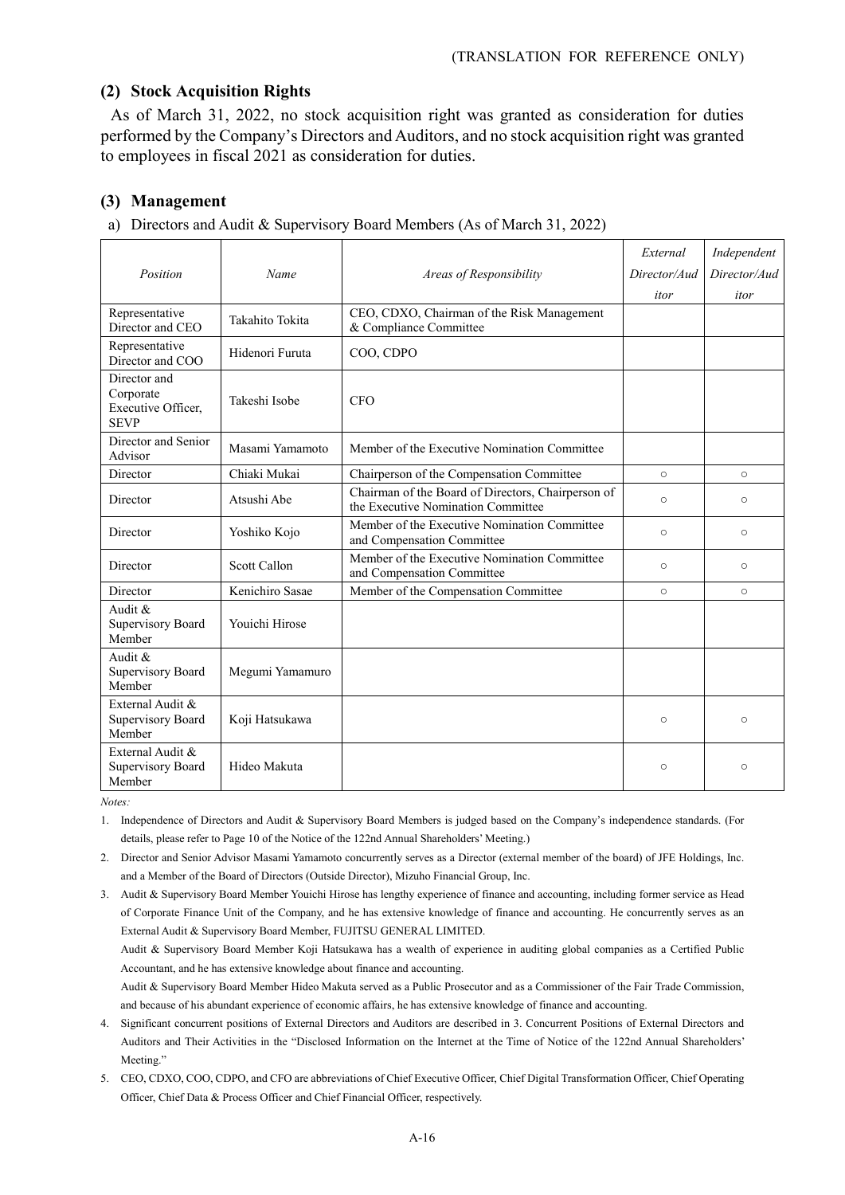(TRANSLATION FOR REFERENCE ONLY)

### (2) Stock Acquisition Rights

As of March 31, 2022, no stock acquisition right was granted as consideration for duties performed by the Company's Directors and Auditors, and no stock acquisition right was granted to employees in fiscal 2021 as consideration for duties.

### (3) Management

a) Directors and Audit & Supervisory Board Members (As of March 31, 2022)

| *Position* | *Name* | *Areas of Responsibility* | *External Director/Auditor* | *Independent Director/Auditor* |
|---|---|---|---|---|
| Representative Director and CEO | Takahito Tokita | CEO, CDXO, Chairman of the Risk Management & Compliance Committee | | |
| Representative Director and COO | Hidenori Furuta | COO, CDPO | | |
| Director and Corporate Executive Officer, SEVP | Takeshi Isobe | CFO | | |
| Director and Senior Advisor | Masami Yamamoto | Member of the Executive Nomination Committee | | |
| Director | Chiaki Mukai | Chairperson of the Compensation Committee | ○ | ○ |
| Director | Atsushi Abe | Chairman of the Board of Directors, Chairperson of the Executive Nomination Committee | ○ | ○ |
| Director | Yoshiko Kojo | Member of the Executive Nomination Committee and Compensation Committee | ○ | ○ |
| Director | Scott Callon | Member of the Executive Nomination Committee and Compensation Committee | ○ | ○ |
| Director | Kenichiro Sasae | Member of the Compensation Committee | ○ | ○ |
| Audit & Supervisory Board Member | Youichi Hirose | | | |
| Audit & Supervisory Board Member | Megumi Yamamuro | | | |
| External Audit & Supervisory Board Member | Koji Hatsukawa | | ○ | ○ |
| External Audit & Supervisory Board Member | Hideo Makuta | | ○ | ○ |

*Notes:*

1. Independence of Directors and Audit & Supervisory Board Members is judged based on the Company's independence standards. (For details, please refer to Page 10 of the Notice of the 122nd Annual Shareholders' Meeting.)
2. Director and Senior Advisor Masami Yamamoto concurrently serves as a Director (external member of the board) of JFE Holdings, Inc. and a Member of the Board of Directors (Outside Director), Mizuho Financial Group, Inc.
3. Audit & Supervisory Board Member Youichi Hirose has lengthy experience of finance and accounting, including former service as Head of Corporate Finance Unit of the Company, and he has extensive knowledge of finance and accounting. He concurrently serves as an External Audit & Supervisory Board Member, FUJITSU GENERAL LIMITED.

   Audit & Supervisory Board Member Koji Hatsukawa has a wealth of experience in auditing global companies as a Certified Public Accountant, and he has extensive knowledge about finance and accounting.

   Audit & Supervisory Board Member Hideo Makuta served as a Public Prosecutor and as a Commissioner of the Fair Trade Commission, and because of his abundant experience of economic affairs, he has extensive knowledge of finance and accounting.
4. Significant concurrent positions of External Directors and Auditors are described in 3. Concurrent Positions of External Directors and Auditors and Their Activities in the "Disclosed Information on the Internet at the Time of Notice of the 122nd Annual Shareholders' Meeting."
5. CEO, CDXO, COO, CDPO, and CFO are abbreviations of Chief Executive Officer, Chief Digital Transformation Officer, Chief Operating Officer, Chief Data & Process Officer and Chief Financial Officer, respectively.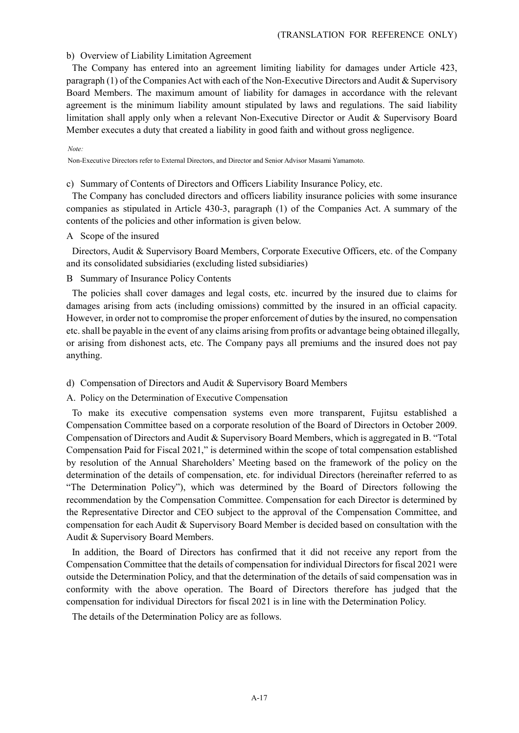b) Overview of Liability Limitation Agreement

The Company has entered into an agreement limiting liability for damages under Article 423, paragraph (1) of the Companies Act with each of the Non-Executive Directors and Audit & Supervisory Board Members. The maximum amount of liability for damages in accordance with the relevant agreement is the minimum liability amount stipulated by laws and regulations. The said liability limitation shall apply only when a relevant Non-Executive Director or Audit & Supervisory Board Member executes a duty that created a liability in good faith and without gross negligence.

*Note:*

Non-Executive Directors refer to External Directors, and Director and Senior Advisor Masami Yamamoto.

c) Summary of Contents of Directors and Officers Liability Insurance Policy, etc.

The Company has concluded directors and officers liability insurance policies with some insurance companies as stipulated in Article 430-3, paragraph (1) of the Companies Act. A summary of the contents of the policies and other information is given below.

A Scope of the insured

Directors, Audit & Supervisory Board Members, Corporate Executive Officers, etc. of the Company and its consolidated subsidiaries (excluding listed subsidiaries)

B Summary of Insurance Policy Contents

The policies shall cover damages and legal costs, etc. incurred by the insured due to claims for damages arising from acts (including omissions) committed by the insured in an official capacity. However, in order not to compromise the proper enforcement of duties by the insured, no compensation etc. shall be payable in the event of any claims arising from profits or advantage being obtained illegally, or arising from dishonest acts, etc. The Company pays all premiums and the insured does not pay anything.

d) Compensation of Directors and Audit & Supervisory Board Members

A. Policy on the Determination of Executive Compensation

To make its executive compensation systems even more transparent, Fujitsu established a Compensation Committee based on a corporate resolution of the Board of Directors in October 2009. Compensation of Directors and Audit & Supervisory Board Members, which is aggregated in B. "Total Compensation Paid for Fiscal 2021," is determined within the scope of total compensation established by resolution of the Annual Shareholders' Meeting based on the framework of the policy on the determination of the details of compensation, etc. for individual Directors (hereinafter referred to as "The Determination Policy"), which was determined by the Board of Directors following the recommendation by the Compensation Committee. Compensation for each Director is determined by the Representative Director and CEO subject to the approval of the Compensation Committee, and compensation for each Audit & Supervisory Board Member is decided based on consultation with the Audit & Supervisory Board Members.

In addition, the Board of Directors has confirmed that it did not receive any report from the Compensation Committee that the details of compensation for individual Directors for fiscal 2021 were outside the Determination Policy, and that the determination of the details of said compensation was in conformity with the above operation. The Board of Directors therefore has judged that the compensation for individual Directors for fiscal 2021 is in line with the Determination Policy.

The details of the Determination Policy are as follows.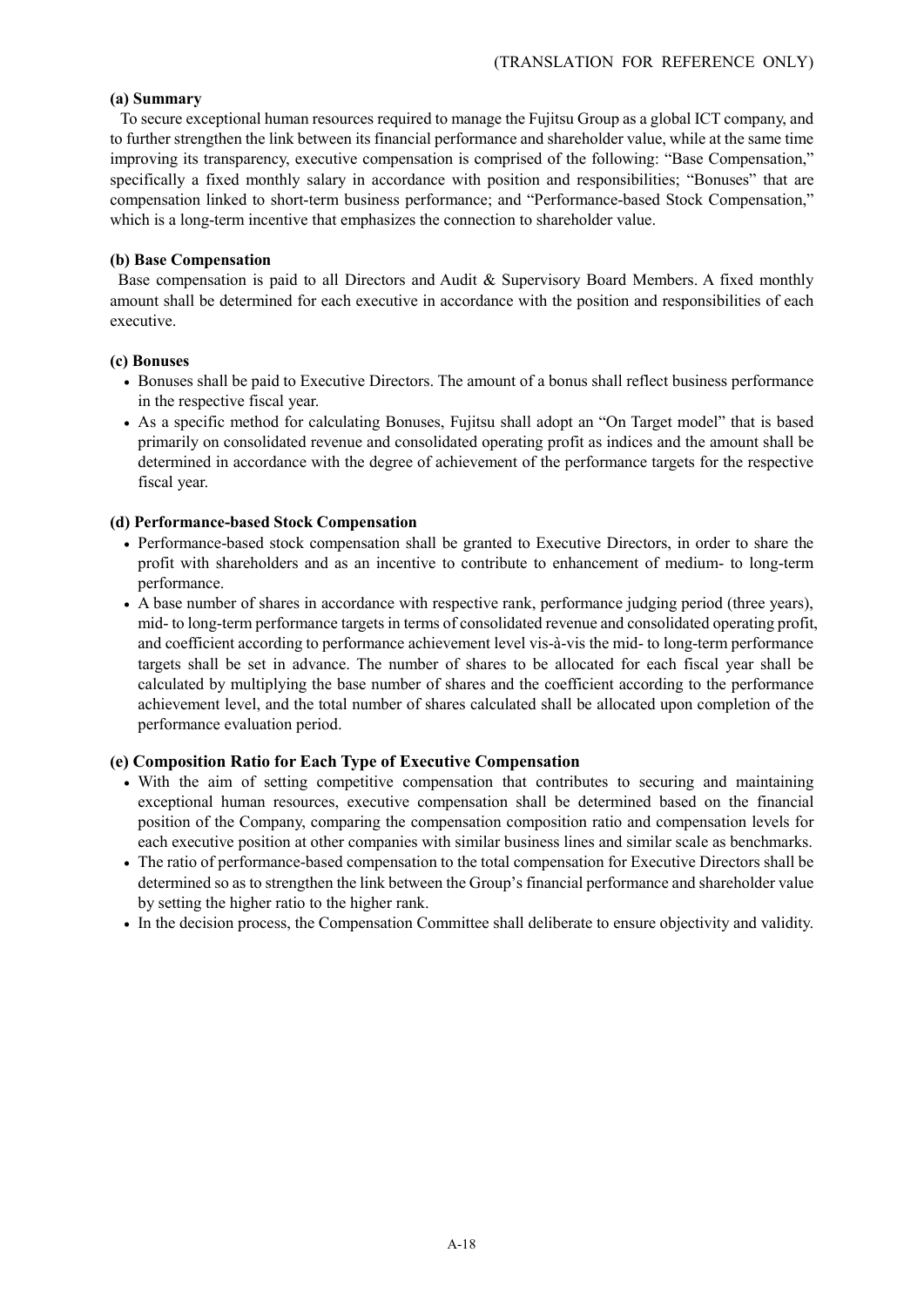**(a) Summary**

To secure exceptional human resources required to manage the Fujitsu Group as a global ICT company, and to further strengthen the link between its financial performance and shareholder value, while at the same time improving its transparency, executive compensation is comprised of the following: "Base Compensation," specifically a fixed monthly salary in accordance with position and responsibilities; "Bonuses" that are compensation linked to short-term business performance; and "Performance-based Stock Compensation," which is a long-term incentive that emphasizes the connection to shareholder value.

**(b) Base Compensation**

Base compensation is paid to all Directors and Audit & Supervisory Board Members. A fixed monthly amount shall be determined for each executive in accordance with the position and responsibilities of each executive.

**(c) Bonuses**

- Bonuses shall be paid to Executive Directors. The amount of a bonus shall reflect business performance in the respective fiscal year.
- As a specific method for calculating Bonuses, Fujitsu shall adopt an "On Target model" that is based primarily on consolidated revenue and consolidated operating profit as indices and the amount shall be determined in accordance with the degree of achievement of the performance targets for the respective fiscal year.

**(d) Performance-based Stock Compensation**

- Performance-based stock compensation shall be granted to Executive Directors, in order to share the profit with shareholders and as an incentive to contribute to enhancement of medium- to long-term performance.
- A base number of shares in accordance with respective rank, performance judging period (three years), mid- to long-term performance targets in terms of consolidated revenue and consolidated operating profit, and coefficient according to performance achievement level vis-à-vis the mid- to long-term performance targets shall be set in advance. The number of shares to be allocated for each fiscal year shall be calculated by multiplying the base number of shares and the coefficient according to the performance achievement level, and the total number of shares calculated shall be allocated upon completion of the performance evaluation period.

**(e) Composition Ratio for Each Type of Executive Compensation**

- With the aim of setting competitive compensation that contributes to securing and maintaining exceptional human resources, executive compensation shall be determined based on the financial position of the Company, comparing the compensation composition ratio and compensation levels for each executive position at other companies with similar business lines and similar scale as benchmarks.
- The ratio of performance-based compensation to the total compensation for Executive Directors shall be determined so as to strengthen the link between the Group's financial performance and shareholder value by setting the higher ratio to the higher rank.
- In the decision process, the Compensation Committee shall deliberate to ensure objectivity and validity.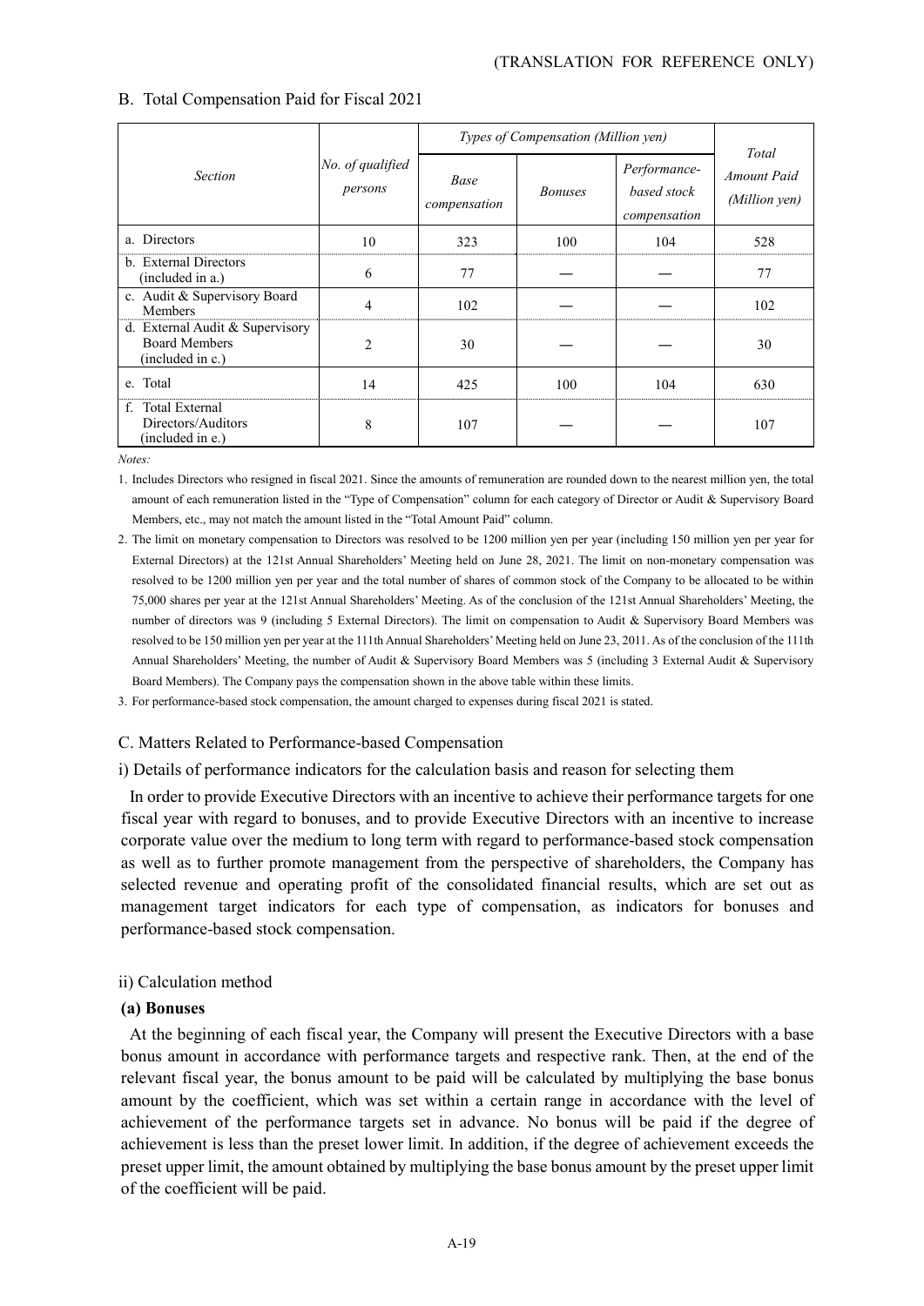B. Total Compensation Paid for Fiscal 2021

| *Section* | *No. of qualified persons* | *Types of Compensation (Million yen)* | | | *Total Amount Paid (Million yen)* |
|---|---|---|---|---|---|
| | | *Base compensation* | *Bonuses* | *Performance-based stock compensation* | |
| a. Directors | 10 | 323 | 100 | 104 | 528 |
| b. External Directors (included in a.) | 6 | 77 | — | — | 77 |
| c. Audit & Supervisory Board Members | 4 | 102 | — | — | 102 |
| d. External Audit & Supervisory Board Members (included in c.) | 2 | 30 | — | — | 30 |
| e. Total | 14 | 425 | 100 | 104 | 630 |
| f. Total External Directors/Auditors (included in e.) | 8 | 107 | — | — | 107 |

*Notes:*

1. Includes Directors who resigned in fiscal 2021. Since the amounts of remuneration are rounded down to the nearest million yen, the total amount of each remuneration listed in the "Type of Compensation" column for each category of Director or Audit & Supervisory Board Members, etc., may not match the amount listed in the "Total Amount Paid" column.
2. The limit on monetary compensation to Directors was resolved to be 1200 million yen per year (including 150 million yen per year for External Directors) at the 121st Annual Shareholders' Meeting held on June 28, 2021. The limit on non-monetary compensation was resolved to be 1200 million yen per year and the total number of shares of common stock of the Company to be allocated to be within 75,000 shares per year at the 121st Annual Shareholders' Meeting. As of the conclusion of the 121st Annual Shareholders' Meeting, the number of directors was 9 (including 5 External Directors). The limit on compensation to Audit & Supervisory Board Members was resolved to be 150 million yen per year at the 111th Annual Shareholders' Meeting held on June 23, 2011. As of the conclusion of the 111th Annual Shareholders' Meeting, the number of Audit & Supervisory Board Members was 5 (including 3 External Audit & Supervisory Board Members). The Company pays the compensation shown in the above table within these limits.
3. For performance-based stock compensation, the amount charged to expenses during fiscal 2021 is stated.

C. Matters Related to Performance-based Compensation

i) Details of performance indicators for the calculation basis and reason for selecting them

In order to provide Executive Directors with an incentive to achieve their performance targets for one fiscal year with regard to bonuses, and to provide Executive Directors with an incentive to increase corporate value over the medium to long term with regard to performance-based stock compensation as well as to further promote management from the perspective of shareholders, the Company has selected revenue and operating profit of the consolidated financial results, which are set out as management target indicators for each type of compensation, as indicators for bonuses and performance-based stock compensation.

ii) Calculation method

**(a) Bonuses**

At the beginning of each fiscal year, the Company will present the Executive Directors with a base bonus amount in accordance with performance targets and respective rank. Then, at the end of the relevant fiscal year, the bonus amount to be paid will be calculated by multiplying the base bonus amount by the coefficient, which was set within a certain range in accordance with the level of achievement of the performance targets set in advance. No bonus will be paid if the degree of achievement is less than the preset lower limit. In addition, if the degree of achievement exceeds the preset upper limit, the amount obtained by multiplying the base bonus amount by the preset upper limit of the coefficient will be paid.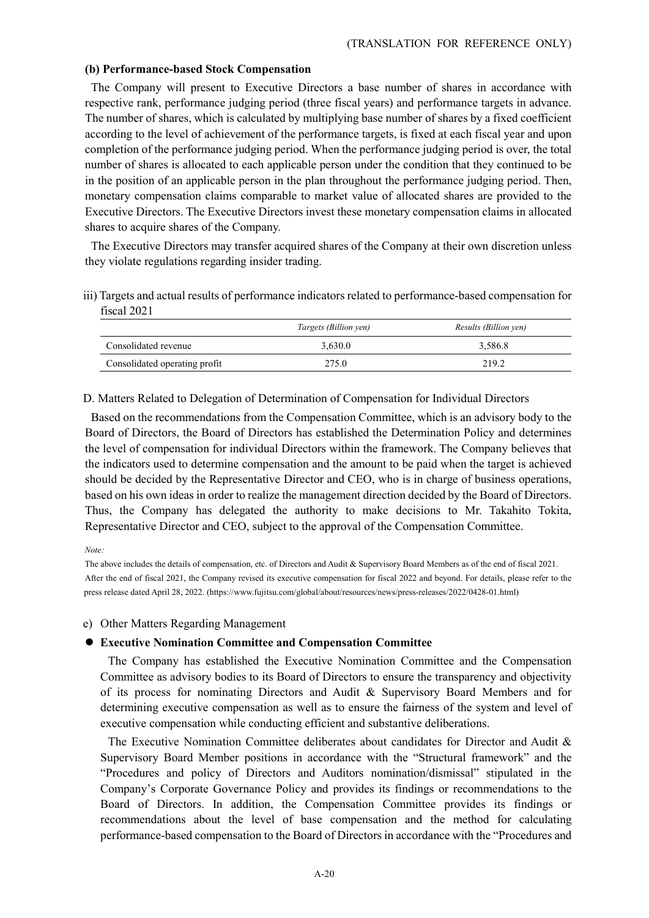(TRANSLATION FOR REFERENCE ONLY)

**(b) Performance-based Stock Compensation**

The Company will present to Executive Directors a base number of shares in accordance with respective rank, performance judging period (three fiscal years) and performance targets in advance. The number of shares, which is calculated by multiplying base number of shares by a fixed coefficient according to the level of achievement of the performance targets, is fixed at each fiscal year and upon completion of the performance judging period. When the performance judging period is over, the total number of shares is allocated to each applicable person under the condition that they continued to be in the position of an applicable person in the plan throughout the performance judging period. Then, monetary compensation claims comparable to market value of allocated shares are provided to the Executive Directors. The Executive Directors invest these monetary compensation claims in allocated shares to acquire shares of the Company.

The Executive Directors may transfer acquired shares of the Company at their own discretion unless they violate regulations regarding insider trading.

iii) Targets and actual results of performance indicators related to performance-based compensation for fiscal 2021

| | *Targets (Billion yen)* | *Results (Billion yen)* |
|---|---|---|
| Consolidated revenue | 3,630.0 | 3,586.8 |
| Consolidated operating profit | 275.0 | 219.2 |

D. Matters Related to Delegation of Determination of Compensation for Individual Directors

Based on the recommendations from the Compensation Committee, which is an advisory body to the Board of Directors, the Board of Directors has established the Determination Policy and determines the level of compensation for individual Directors within the framework. The Company believes that the indicators used to determine compensation and the amount to be paid when the target is achieved should be decided by the Representative Director and CEO, who is in charge of business operations, based on his own ideas in order to realize the management direction decided by the Board of Directors. Thus, the Company has delegated the authority to make decisions to Mr. Takahito Tokita, Representative Director and CEO, subject to the approval of the Compensation Committee.

*Note:*

The above includes the details of compensation, etc. of Directors and Audit & Supervisory Board Members as of the end of fiscal 2021. After the end of fiscal 2021, the Company revised its executive compensation for fiscal 2022 and beyond. For details, please refer to the press release dated April 28, 2022. (https://www.fujitsu.com/global/about/resources/news/press-releases/2022/0428-01.html)

e) Other Matters Regarding Management

- **Executive Nomination Committee and Compensation Committee**

  The Company has established the Executive Nomination Committee and the Compensation Committee as advisory bodies to its Board of Directors to ensure the transparency and objectivity of its process for nominating Directors and Audit & Supervisory Board Members and for determining executive compensation as well as to ensure the fairness of the system and level of executive compensation while conducting efficient and substantive deliberations.

  The Executive Nomination Committee deliberates about candidates for Director and Audit & Supervisory Board Member positions in accordance with the "Structural framework" and the "Procedures and policy of Directors and Auditors nomination/dismissal" stipulated in the Company's Corporate Governance Policy and provides its findings or recommendations to the Board of Directors. In addition, the Compensation Committee provides its findings or recommendations about the level of base compensation and the method for calculating performance-based compensation to the Board of Directors in accordance with the "Procedures and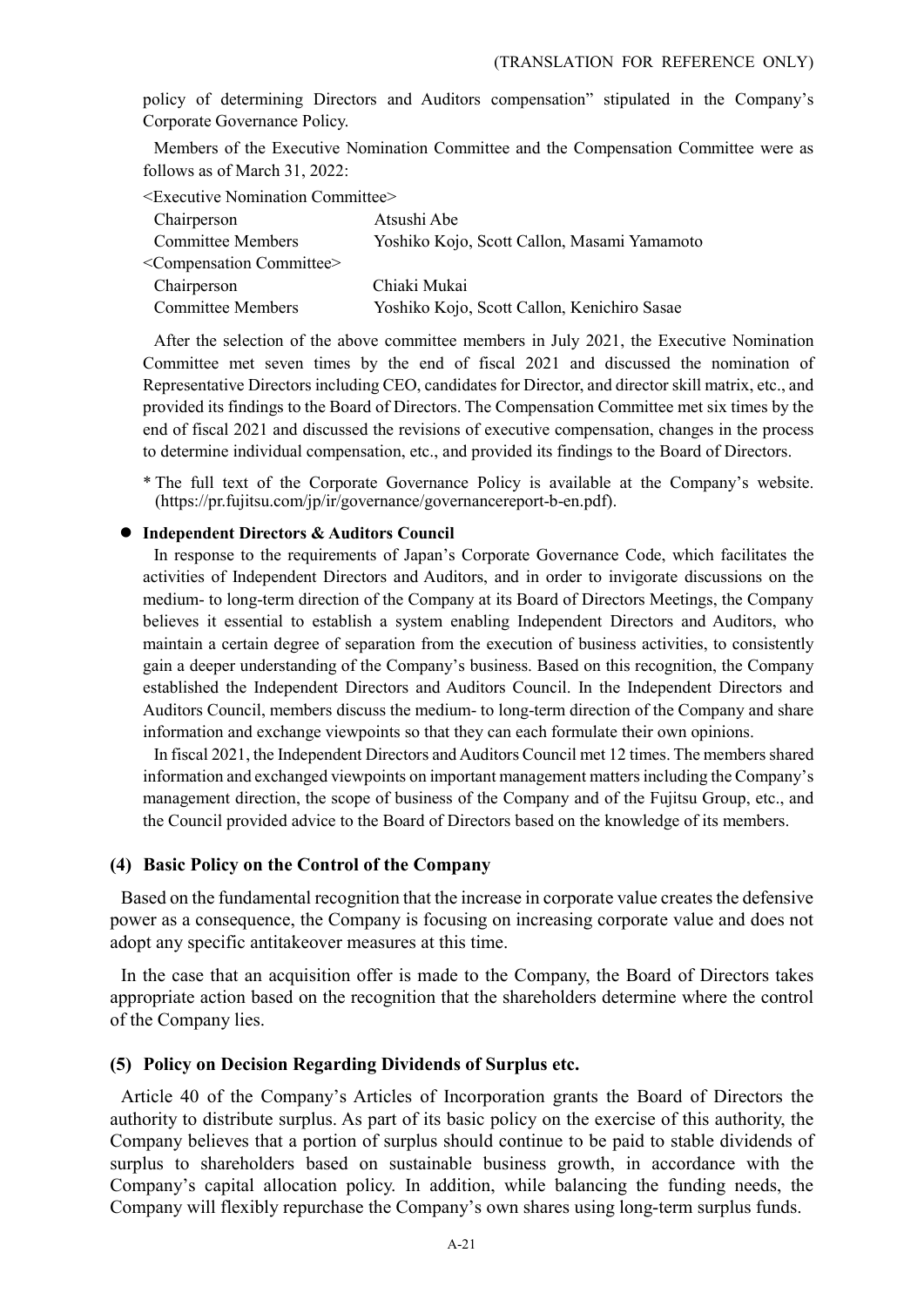policy of determining Directors and Auditors compensation" stipulated in the Company's Corporate Governance Policy.

Members of the Executive Nomination Committee and the Compensation Committee were as follows as of March 31, 2022:

<Executive Nomination Committee>

| | |
|---|---|
| Chairperson | Atsushi Abe |
| Committee Members | Yoshiko Kojo, Scott Callon, Masami Yamamoto |

<Compensation Committee>

| | |
|---|---|
| Chairperson | Chiaki Mukai |
| Committee Members | Yoshiko Kojo, Scott Callon, Kenichiro Sasae |

After the selection of the above committee members in July 2021, the Executive Nomination Committee met seven times by the end of fiscal 2021 and discussed the nomination of Representative Directors including CEO, candidates for Director, and director skill matrix, etc., and provided its findings to the Board of Directors. The Compensation Committee met six times by the end of fiscal 2021 and discussed the revisions of executive compensation, changes in the process to determine individual compensation, etc., and provided its findings to the Board of Directors.

\* The full text of the Corporate Governance Policy is available at the Company's website. (https://pr.fujitsu.com/jp/ir/governance/governancereport-b-en.pdf).

- **Independent Directors & Auditors Council**

In response to the requirements of Japan's Corporate Governance Code, which facilitates the activities of Independent Directors and Auditors, and in order to invigorate discussions on the medium- to long-term direction of the Company at its Board of Directors Meetings, the Company believes it essential to establish a system enabling Independent Directors and Auditors, who maintain a certain degree of separation from the execution of business activities, to consistently gain a deeper understanding of the Company's business. Based on this recognition, the Company established the Independent Directors and Auditors Council. In the Independent Directors and Auditors Council, members discuss the medium- to long-term direction of the Company and share information and exchange viewpoints so that they can each formulate their own opinions.

In fiscal 2021, the Independent Directors and Auditors Council met 12 times. The members shared information and exchanged viewpoints on important management matters including the Company's management direction, the scope of business of the Company and of the Fujitsu Group, etc., and the Council provided advice to the Board of Directors based on the knowledge of its members.

### (4) Basic Policy on the Control of the Company

Based on the fundamental recognition that the increase in corporate value creates the defensive power as a consequence, the Company is focusing on increasing corporate value and does not adopt any specific antitakeover measures at this time.

In the case that an acquisition offer is made to the Company, the Board of Directors takes appropriate action based on the recognition that the shareholders determine where the control of the Company lies.

### (5) Policy on Decision Regarding Dividends of Surplus etc.

Article 40 of the Company's Articles of Incorporation grants the Board of Directors the authority to distribute surplus. As part of its basic policy on the exercise of this authority, the Company believes that a portion of surplus should continue to be paid to stable dividends of surplus to shareholders based on sustainable business growth, in accordance with the Company's capital allocation policy. In addition, while balancing the funding needs, the Company will flexibly repurchase the Company's own shares using long-term surplus funds.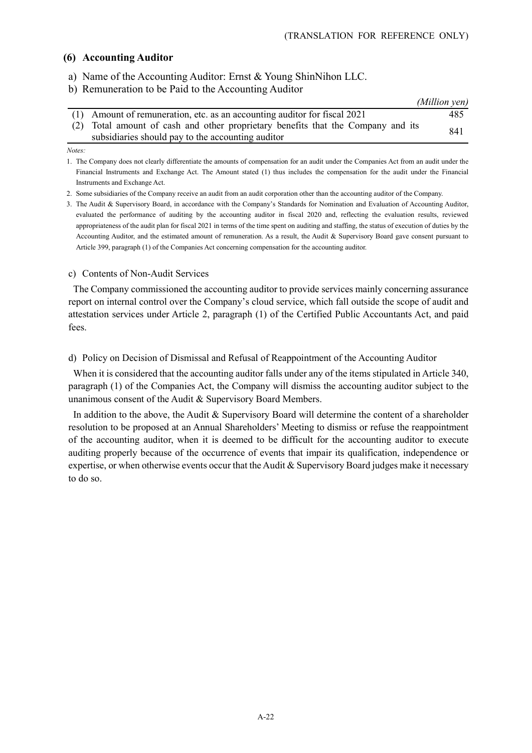### (6) Accounting Auditor

a) Name of the Accounting Auditor: Ernst & Young ShinNihon LLC.

b) Remuneration to be Paid to the Accounting Auditor

*(Million yen)*

| | | |
|---|---|---|
| (1) | Amount of remuneration, etc. as an accounting auditor for fiscal 2021 | 485 |
| (2) | Total amount of cash and other proprietary benefits that the Company and its subsidiaries should pay to the accounting auditor | 841 |

*Notes:*

1. The Company does not clearly differentiate the amounts of compensation for an audit under the Companies Act from an audit under the Financial Instruments and Exchange Act. The Amount stated (1) thus includes the compensation for the audit under the Financial Instruments and Exchange Act.
2. Some subsidiaries of the Company receive an audit from an audit corporation other than the accounting auditor of the Company.
3. The Audit & Supervisory Board, in accordance with the Company's Standards for Nomination and Evaluation of Accounting Auditor, evaluated the performance of auditing by the accounting auditor in fiscal 2020 and, reflecting the evaluation results, reviewed appropriateness of the audit plan for fiscal 2021 in terms of the time spent on auditing and staffing, the status of execution of duties by the Accounting Auditor, and the estimated amount of remuneration. As a result, the Audit & Supervisory Board gave consent pursuant to Article 399, paragraph (1) of the Companies Act concerning compensation for the accounting auditor.

c) Contents of Non-Audit Services

The Company commissioned the accounting auditor to provide services mainly concerning assurance report on internal control over the Company's cloud service, which fall outside the scope of audit and attestation services under Article 2, paragraph (1) of the Certified Public Accountants Act, and paid fees.

d) Policy on Decision of Dismissal and Refusal of Reappointment of the Accounting Auditor

When it is considered that the accounting auditor falls under any of the items stipulated in Article 340, paragraph (1) of the Companies Act, the Company will dismiss the accounting auditor subject to the unanimous consent of the Audit & Supervisory Board Members.

In addition to the above, the Audit & Supervisory Board will determine the content of a shareholder resolution to be proposed at an Annual Shareholders' Meeting to dismiss or refuse the reappointment of the accounting auditor, when it is deemed to be difficult for the accounting auditor to execute auditing properly because of the occurrence of events that impair its qualification, independence or expertise, or when otherwise events occur that the Audit & Supervisory Board judges make it necessary to do so.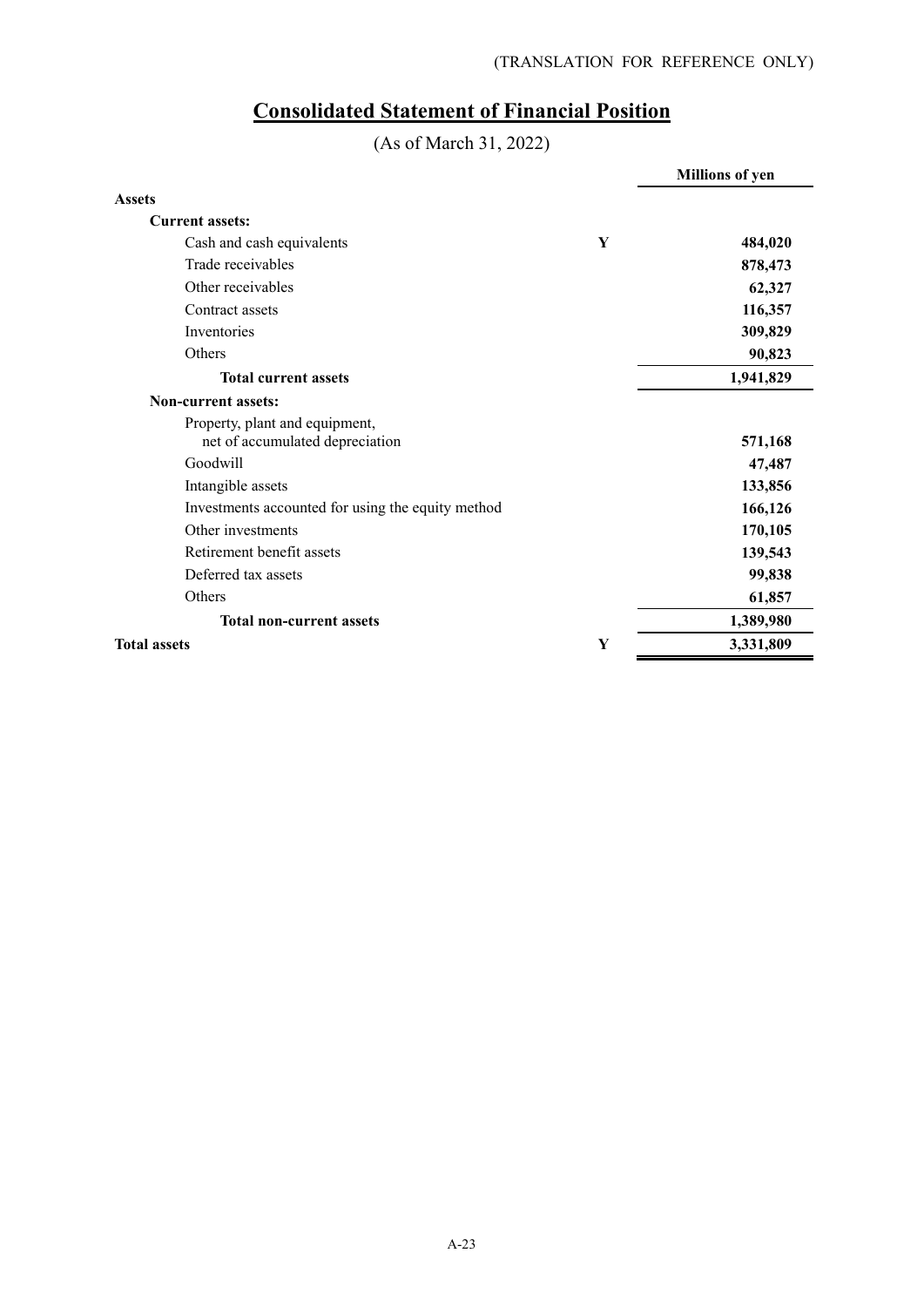(TRANSLATION FOR REFERENCE ONLY)

# Consolidated Statement of Financial Position

(As of March 31, 2022)

| | | Millions of yen |
|---|---|---|
| **Assets** | | |
| **Current assets:** | | |
| Cash and cash equivalents | Y | **484,020** |
| Trade receivables | | **878,473** |
| Other receivables | | **62,327** |
| Contract assets | | **116,357** |
| Inventories | | **309,829** |
| Others | | **90,823** |
| **Total current assets** | | **1,941,829** |
| **Non-current assets:** | | |
| Property, plant and equipment, net of accumulated depreciation | | **571,168** |
| Goodwill | | **47,487** |
| Intangible assets | | **133,856** |
| Investments accounted for using the equity method | | **166,126** |
| Other investments | | **170,105** |
| Retirement benefit assets | | **139,543** |
| Deferred tax assets | | **99,838** |
| Others | | **61,857** |
| **Total non-current assets** | | **1,389,980** |
| **Total assets** | Y | **3,331,809** |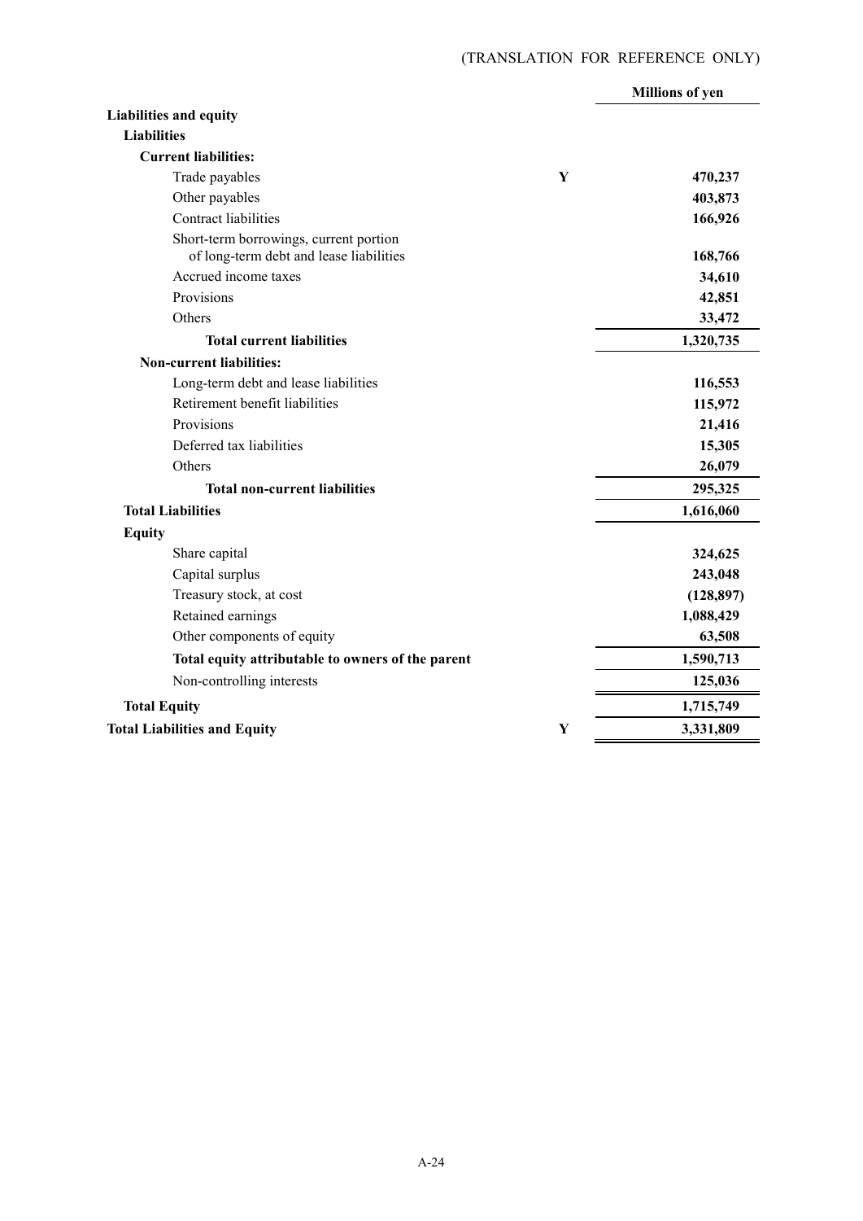(TRANSLATION FOR REFERENCE ONLY)

| | | Millions of yen |
|---|---|---|
| **Liabilities and equity** | | |
| **Liabilities** | | |
| **Current liabilities:** | | |
| Trade payables | Y | **470,237** |
| Other payables | | **403,873** |
| Contract liabilities | | **166,926** |
| Short-term borrowings, current portion of long-term debt and lease liabilities | | **168,766** |
| Accrued income taxes | | **34,610** |
| Provisions | | **42,851** |
| Others | | **33,472** |
| **Total current liabilities** | | **1,320,735** |
| **Non-current liabilities:** | | |
| Long-term debt and lease liabilities | | **116,553** |
| Retirement benefit liabilities | | **115,972** |
| Provisions | | **21,416** |
| Deferred tax liabilities | | **15,305** |
| Others | | **26,079** |
| **Total non-current liabilities** | | **295,325** |
| **Total Liabilities** | | **1,616,060** |
| **Equity** | | |
| Share capital | | **324,625** |
| Capital surplus | | **243,048** |
| Treasury stock, at cost | | **(128,897)** |
| Retained earnings | | **1,088,429** |
| Other components of equity | | **63,508** |
| **Total equity attributable to owners of the parent** | | **1,590,713** |
| Non-controlling interests | | **125,036** |
| **Total Equity** | | **1,715,749** |
| **Total Liabilities and Equity** | Y | **3,331,809** |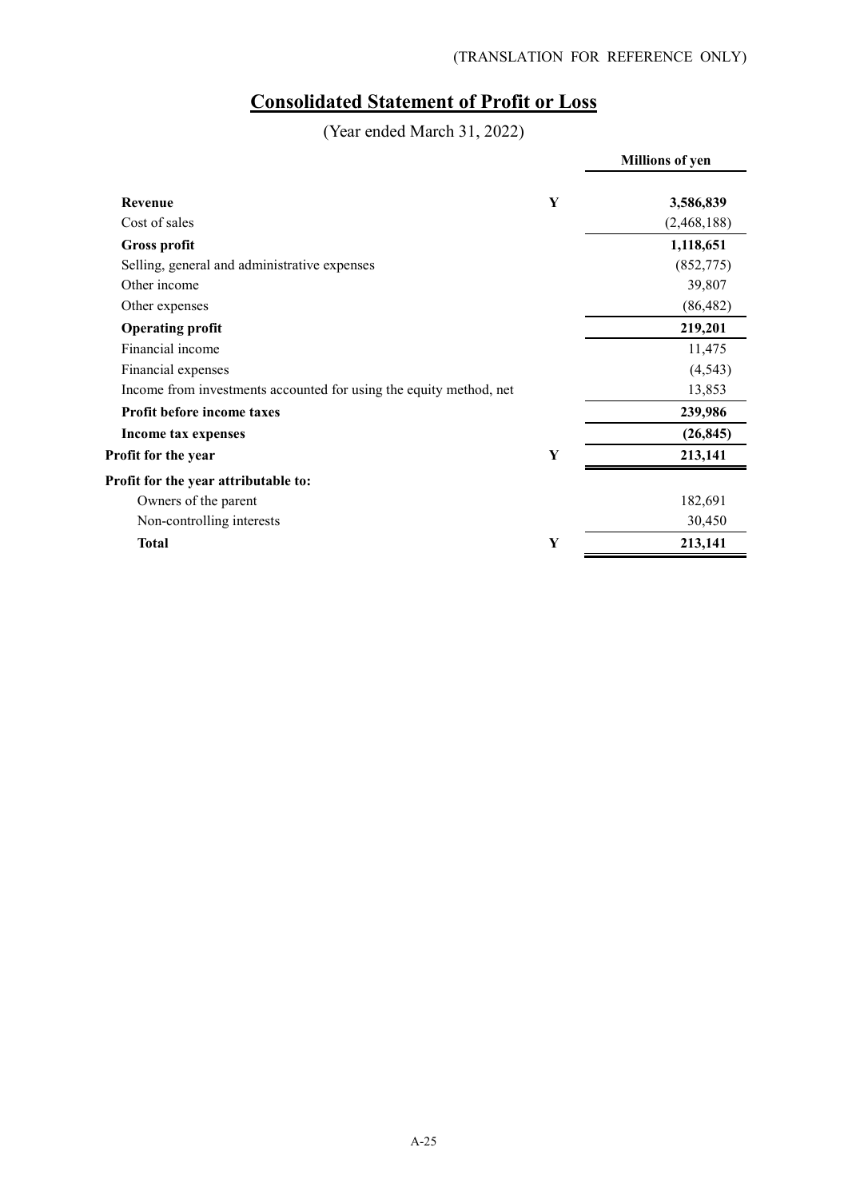(TRANSLATION FOR REFERENCE ONLY)

# Consolidated Statement of Profit or Loss

(Year ended March 31, 2022)

| | | Millions of yen |
|---|---|---|
| **Revenue** | Y | **3,586,839** |
| Cost of sales | | (2,468,188) |
| **Gross profit** | | **1,118,651** |
| Selling, general and administrative expenses | | (852,775) |
| Other income | | 39,807 |
| Other expenses | | (86,482) |
| **Operating profit** | | **219,201** |
| Financial income | | 11,475 |
| Financial expenses | | (4,543) |
| Income from investments accounted for using the equity method, net | | 13,853 |
| **Profit before income taxes** | | **239,986** |
| **Income tax expenses** | | **(26,845)** |
| **Profit for the year** | Y | **213,141** |
| **Profit for the year attributable to:** | | |
| Owners of the parent | | 182,691 |
| Non-controlling interests | | 30,450 |
| **Total** | Y | **213,141** |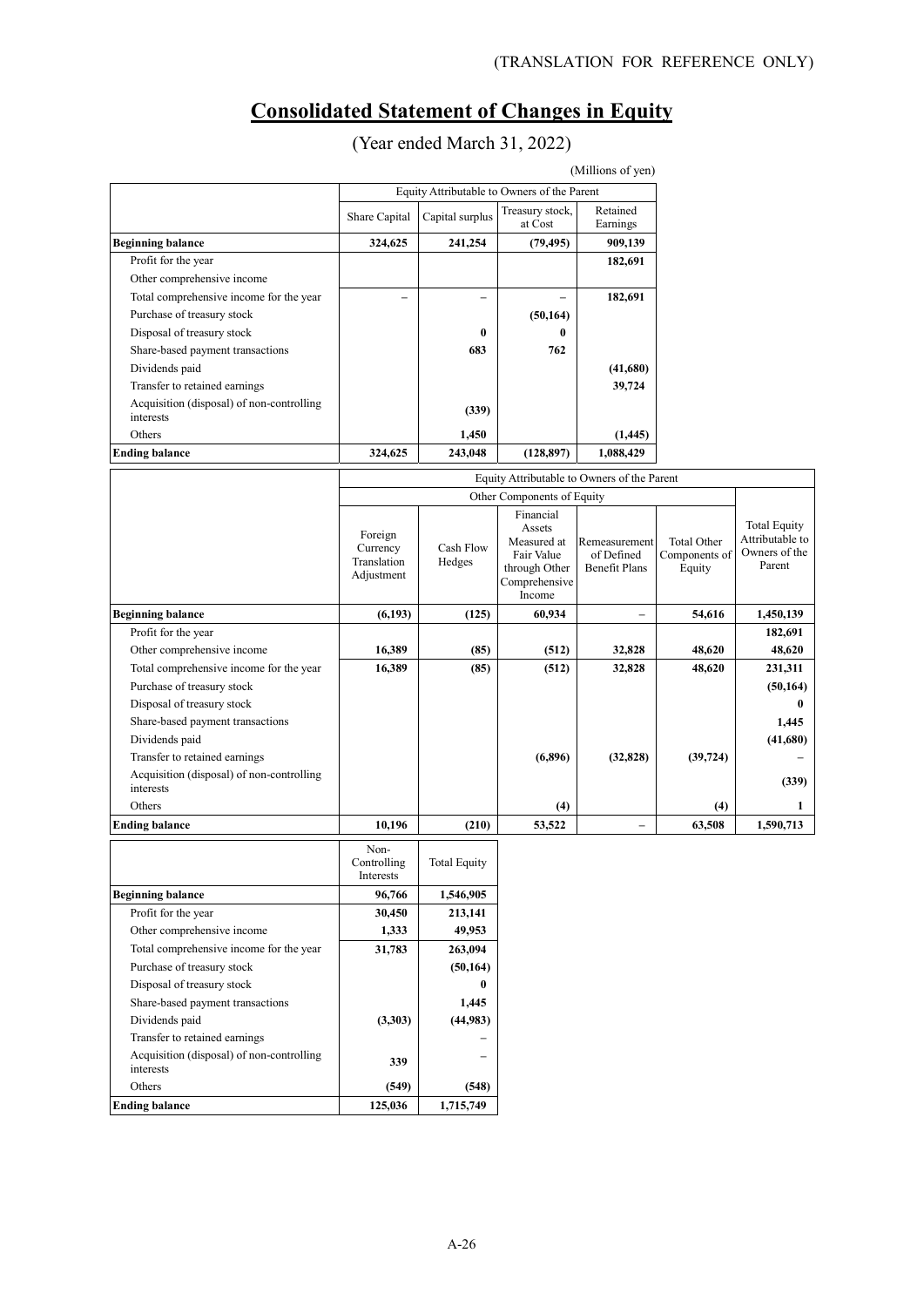(TRANSLATION FOR REFERENCE ONLY)

# Consolidated Statement of Changes in Equity

(Year ended March 31, 2022)

(Millions of yen)

| | Equity Attributable to Owners of the Parent | | | |
|---|---|---|---|---|
| | Share Capital | Capital surplus | Treasury stock, at Cost | Retained Earnings |
| **Beginning balance** | **324,625** | **241,254** | **(79,495)** | **909,139** |
| Profit for the year | | | | **182,691** |
| Other comprehensive income | | | | |
| Total comprehensive income for the year | – | – | – | **182,691** |
| Purchase of treasury stock | | | **(50,164)** | |
| Disposal of treasury stock | | **0** | **0** | |
| Share-based payment transactions | | **683** | **762** | |
| Dividends paid | | | | **(41,680)** |
| Transfer to retained earnings | | | | **39,724** |
| Acquisition (disposal) of non-controlling interests | | **(339)** | | |
| Others | | **1,450** | | **(1,445)** |
| **Ending balance** | **324,625** | **243,048** | **(128,897)** | **1,088,429** |

| | Equity Attributable to Owners of the Parent | | | | | |
|---|---|---|---|---|---|---|
| | Other Components of Equity | | | | | |
| | Foreign Currency Translation Adjustment | Cash Flow Hedges | Financial Assets Measured at Fair Value through Other Comprehensive Income | Remeasurement of Defined Benefit Plans | Total Other Components of Equity | Total Equity Attributable to Owners of the Parent |
| **Beginning balance** | **(6,193)** | **(125)** | **60,934** | – | **54,616** | **1,450,139** |
| Profit for the year | | | | | | **182,691** |
| Other comprehensive income | **16,389** | **(85)** | **(512)** | **32,828** | **48,620** | **48,620** |
| Total comprehensive income for the year | **16,389** | **(85)** | **(512)** | **32,828** | **48,620** | **231,311** |
| Purchase of treasury stock | | | | | | **(50,164)** |
| Disposal of treasury stock | | | | | | **0** |
| Share-based payment transactions | | | | | | **1,445** |
| Dividends paid | | | | | | **(41,680)** |
| Transfer to retained earnings | | | **(6,896)** | **(32,828)** | **(39,724)** | – |
| Acquisition (disposal) of non-controlling interests | | | | | | **(339)** |
| Others | | | **(4)** | | **(4)** | **1** |
| **Ending balance** | **10,196** | **(210)** | **53,522** | – | **63,508** | **1,590,713** |

| | Non-Controlling Interests | Total Equity |
|---|---|---|
| **Beginning balance** | **96,766** | **1,546,905** |
| Profit for the year | **30,450** | **213,141** |
| Other comprehensive income | **1,333** | **49,953** |
| Total comprehensive income for the year | **31,783** | **263,094** |
| Purchase of treasury stock | | **(50,164)** |
| Disposal of treasury stock | | **0** |
| Share-based payment transactions | | **1,445** |
| Dividends paid | **(3,303)** | **(44,983)** |
| Transfer to retained earnings | | – |
| Acquisition (disposal) of non-controlling interests | **339** | – |
| Others | **(549)** | **(548)** |
| **Ending balance** | **125,036** | **1,715,749** |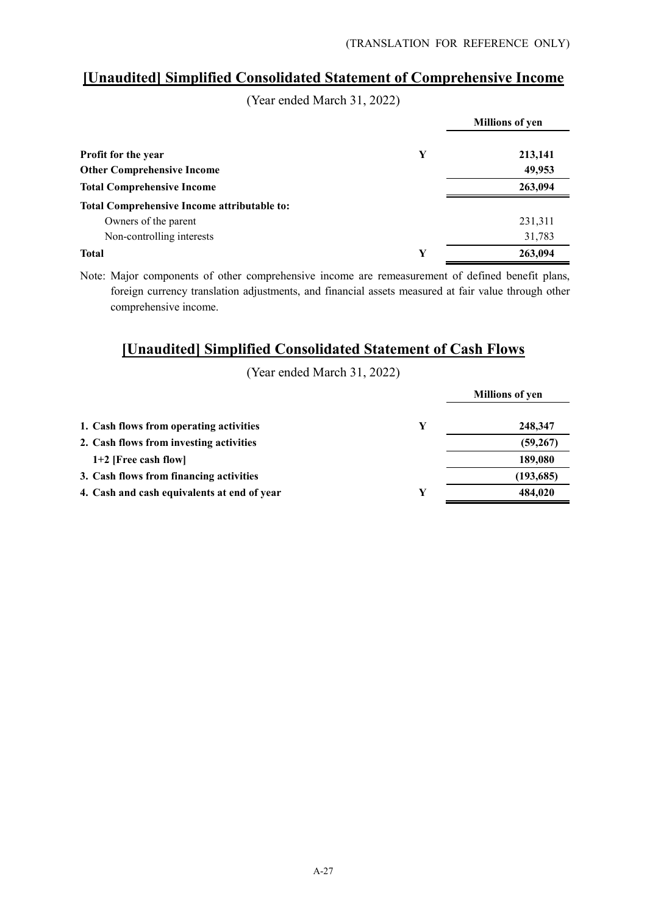(TRANSLATION FOR REFERENCE ONLY)

## [Unaudited] Simplified Consolidated Statement of Comprehensive Income

(Year ended March 31, 2022)

| | | Millions of yen |
|---|---|---|
| **Profit for the year** | Y | **213,141** |
| **Other Comprehensive Income** | | **49,953** |
| **Total Comprehensive Income** | | **263,094** |
| **Total Comprehensive Income attributable to:** | | |
| Owners of the parent | | 231,311 |
| Non-controlling interests | | 31,783 |
| **Total** | Y | **263,094** |

Note: Major components of other comprehensive income are remeasurement of defined benefit plans, foreign currency translation adjustments, and financial assets measured at fair value through other comprehensive income.

## [Unaudited] Simplified Consolidated Statement of Cash Flows

(Year ended March 31, 2022)

| | | Millions of yen |
|---|---|---|
| **1. Cash flows from operating activities** | Y | **248,347** |
| **2. Cash flows from investing activities** | | **(59,267)** |
| **1+2 [Free cash flow]** | | **189,080** |
| **3. Cash flows from financing activities** | | **(193,685)** |
| **4. Cash and cash equivalents at end of year** | Y | **484,020** |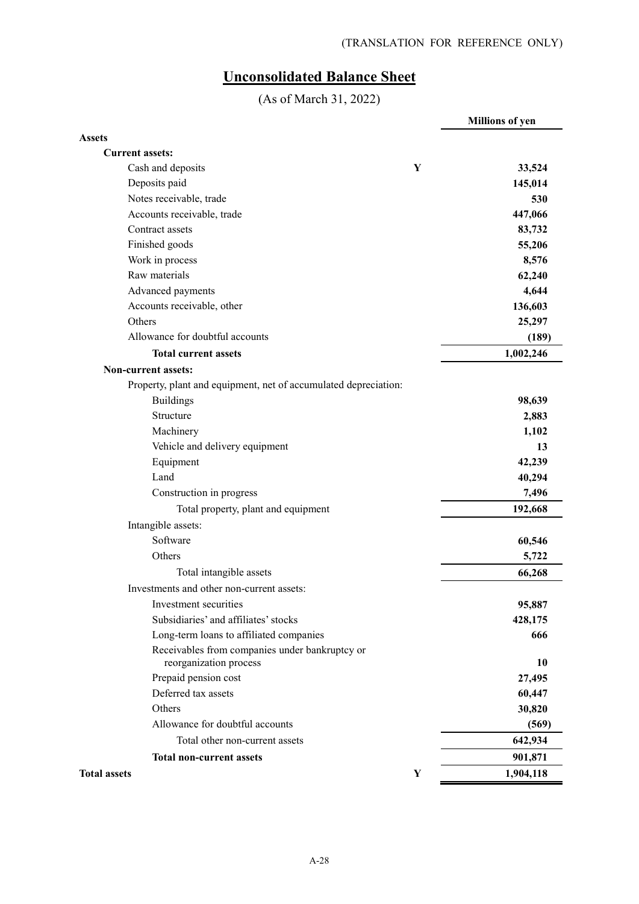(TRANSLATION FOR REFERENCE ONLY)

# Unconsolidated Balance Sheet

(As of March 31, 2022)

| | | Millions of yen |
|---|---|---|
| **Assets** | | |
| **Current assets:** | | |
| Cash and deposits | Y | **33,524** |
| Deposits paid | | **145,014** |
| Notes receivable, trade | | **530** |
| Accounts receivable, trade | | **447,066** |
| Contract assets | | **83,732** |
| Finished goods | | **55,206** |
| Work in process | | **8,576** |
| Raw materials | | **62,240** |
| Advanced payments | | **4,644** |
| Accounts receivable, other | | **136,603** |
| Others | | **25,297** |
| Allowance for doubtful accounts | | **(189)** |
| **Total current assets** | | **1,002,246** |
| **Non-current assets:** | | |
| Property, plant and equipment, net of accumulated depreciation: | | |
| Buildings | | **98,639** |
| Structure | | **2,883** |
| Machinery | | **1,102** |
| Vehicle and delivery equipment | | **13** |
| Equipment | | **42,239** |
| Land | | **40,294** |
| Construction in progress | | **7,496** |
| Total property, plant and equipment | | **192,668** |
| Intangible assets: | | |
| Software | | **60,546** |
| Others | | **5,722** |
| Total intangible assets | | **66,268** |
| Investments and other non-current assets: | | |
| Investment securities | | **95,887** |
| Subsidiaries' and affiliates' stocks | | **428,175** |
| Long-term loans to affiliated companies | | **666** |
| Receivables from companies under bankruptcy or reorganization process | | **10** |
| Prepaid pension cost | | **27,495** |
| Deferred tax assets | | **60,447** |
| Others | | **30,820** |
| Allowance for doubtful accounts | | **(569)** |
| Total other non-current assets | | **642,934** |
| **Total non-current assets** | | **901,871** |
| **Total assets** | Y | **1,904,118** |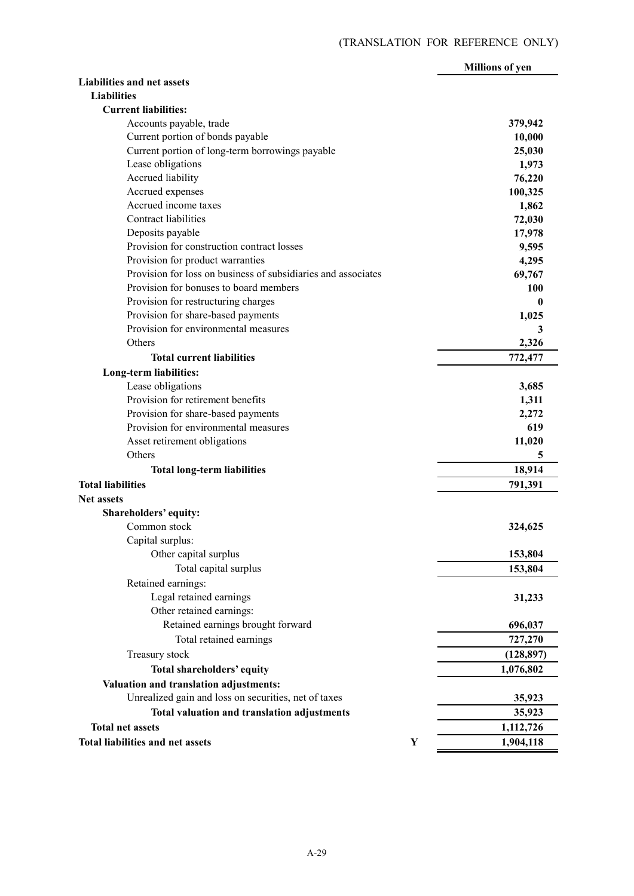(TRANSLATION FOR REFERENCE ONLY)

| | | Millions of yen |
|---|---|---|
| **Liabilities and net assets** | | |
| **Liabilities** | | |
| **Current liabilities:** | | |
| Accounts payable, trade | | **379,942** |
| Current portion of bonds payable | | **10,000** |
| Current portion of long-term borrowings payable | | **25,030** |
| Lease obligations | | **1,973** |
| Accrued liability | | **76,220** |
| Accrued expenses | | **100,325** |
| Accrued income taxes | | **1,862** |
| Contract liabilities | | **72,030** |
| Deposits payable | | **17,978** |
| Provision for construction contract losses | | **9,595** |
| Provision for product warranties | | **4,295** |
| Provision for loss on business of subsidiaries and associates | | **69,767** |
| Provision for bonuses to board members | | **100** |
| Provision for restructuring charges | | **0** |
| Provision for share-based payments | | **1,025** |
| Provision for environmental measures | | **3** |
| Others | | **2,326** |
| **Total current liabilities** | | **772,477** |
| **Long-term liabilities:** | | |
| Lease obligations | | **3,685** |
| Provision for retirement benefits | | **1,311** |
| Provision for share-based payments | | **2,272** |
| Provision for environmental measures | | **619** |
| Asset retirement obligations | | **11,020** |
| Others | | **5** |
| **Total long-term liabilities** | | **18,914** |
| **Total liabilities** | | **791,391** |
| **Net assets** | | |
| **Shareholders' equity:** | | |
| Common stock | | **324,625** |
| Capital surplus: | | |
| Other capital surplus | | **153,804** |
| Total capital surplus | | **153,804** |
| Retained earnings: | | |
| Legal retained earnings | | **31,233** |
| Other retained earnings: | | |
| Retained earnings brought forward | | **696,037** |
| Total retained earnings | | **727,270** |
| Treasury stock | | **(128,897)** |
| **Total shareholders' equity** | | **1,076,802** |
| **Valuation and translation adjustments:** | | |
| Unrealized gain and loss on securities, net of taxes | | **35,923** |
| **Total valuation and translation adjustments** | | **35,923** |
| **Total net assets** | | **1,112,726** |
| **Total liabilities and net assets** | **Y** | **1,904,118** |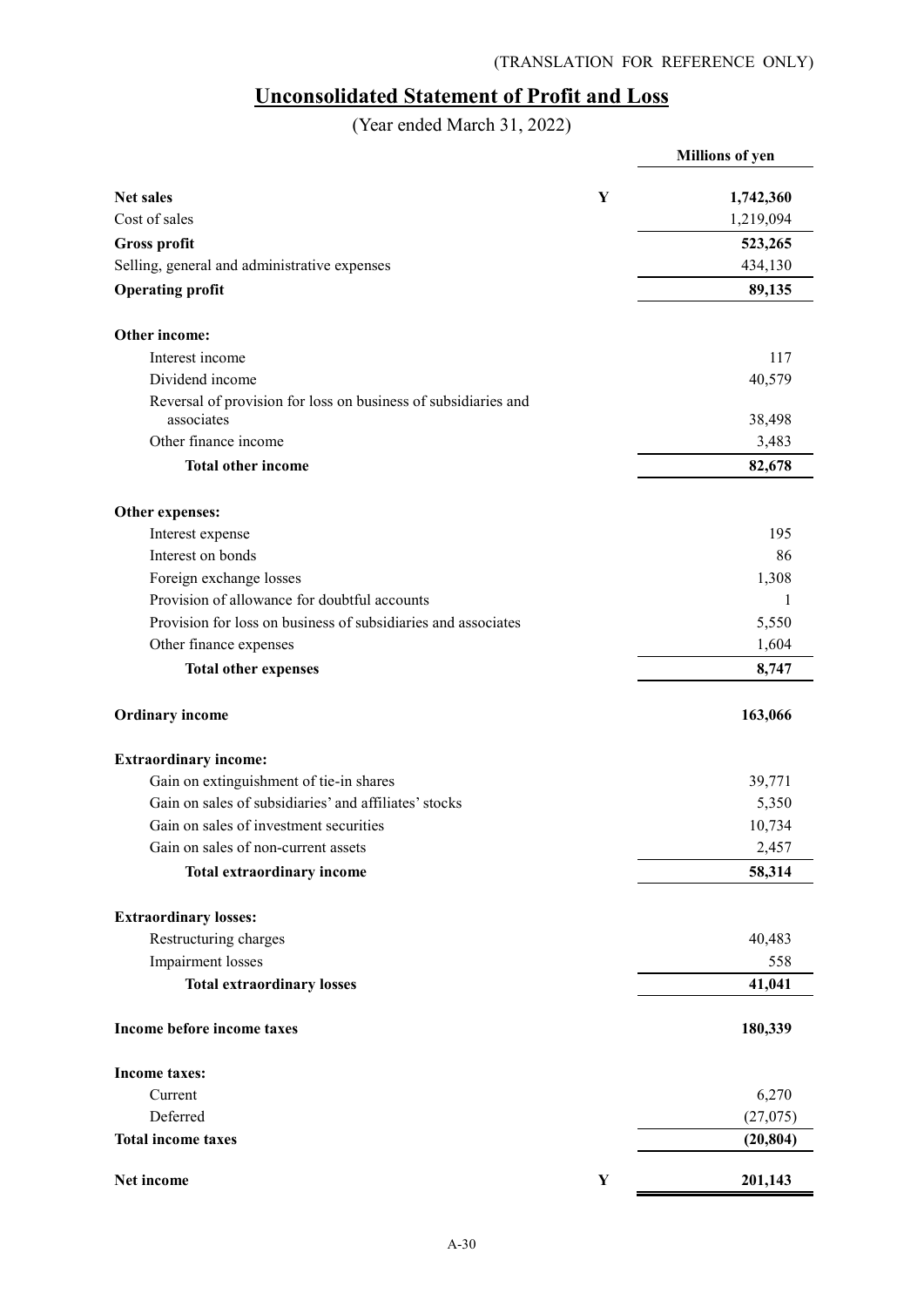(TRANSLATION FOR REFERENCE ONLY)

# Unconsolidated Statement of Profit and Loss

(Year ended March 31, 2022)

| | | Millions of yen |
|---|---|---|
| **Net sales** | Y | **1,742,360** |
| Cost of sales | | 1,219,094 |
| **Gross profit** | | **523,265** |
| Selling, general and administrative expenses | | 434,130 |
| **Operating profit** | | **89,135** |
| **Other income:** | | |
| Interest income | | 117 |
| Dividend income | | 40,579 |
| Reversal of provision for loss on business of subsidiaries and associates | | 38,498 |
| Other finance income | | 3,483 |
| **Total other income** | | **82,678** |
| **Other expenses:** | | |
| Interest expense | | 195 |
| Interest on bonds | | 86 |
| Foreign exchange losses | | 1,308 |
| Provision of allowance for doubtful accounts | | 1 |
| Provision for loss on business of subsidiaries and associates | | 5,550 |
| Other finance expenses | | 1,604 |
| **Total other expenses** | | **8,747** |
| **Ordinary income** | | **163,066** |
| **Extraordinary income:** | | |
| Gain on extinguishment of tie-in shares | | 39,771 |
| Gain on sales of subsidiaries' and affiliates' stocks | | 5,350 |
| Gain on sales of investment securities | | 10,734 |
| Gain on sales of non-current assets | | 2,457 |
| **Total extraordinary income** | | **58,314** |
| **Extraordinary losses:** | | |
| Restructuring charges | | 40,483 |
| Impairment losses | | 558 |
| **Total extraordinary losses** | | **41,041** |
| **Income before income taxes** | | **180,339** |
| **Income taxes:** | | |
| Current | | 6,270 |
| Deferred | | (27,075) |
| **Total income taxes** | | **(20,804)** |
| **Net income** | Y | **201,143** |